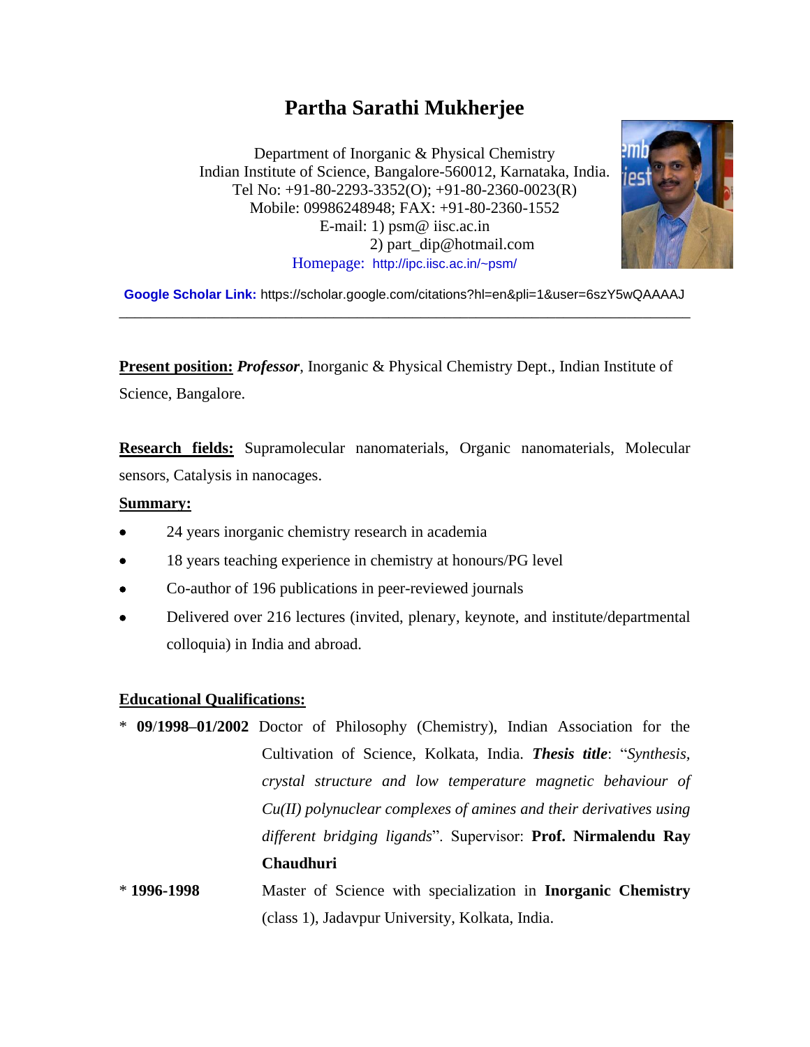# Partha Sarathi Mukherjee

Department of Inorganic & Physical Chemistry
Indian Institute of Science, Bangalore-560012, Karnataka, India.
Tel No: +91-80-2293-3352(O); +91-80-2360-0023(R)
Mobile: 09986248948; FAX: +91-80-2360-1552
E-mail: 1) psm@ iisc.ac.in
2) part_dip@hotmail.com
Homepage: http://ipc.iisc.ac.in/~psm/

**Google Scholar Link:** https://scholar.google.com/citations?hl=en&pli=1&user=6szY5wQAAAAJ

---

**Present position:** ***Professor***, Inorganic & Physical Chemistry Dept., Indian Institute of Science, Bangalore.

**Research fields:** Supramolecular nanomaterials, Organic nanomaterials, Molecular sensors, Catalysis in nanocages.

**Summary:**

- 24 years inorganic chemistry research in academia
- 18 years teaching experience in chemistry at honours/PG level
- Co-author of 196 publications in peer-reviewed journals
- Delivered over 216 lectures (invited, plenary, keynote, and institute/departmental colloquia) in India and abroad.

**Educational Qualifications:**

* **09/1998–01/2002** Doctor of Philosophy (Chemistry), Indian Association for the Cultivation of Science, Kolkata, India. ***Thesis title***: "*Synthesis, crystal structure and low temperature magnetic behaviour of Cu(II) polynuclear complexes of amines and their derivatives using different bridging ligands*". Supervisor: **Prof. Nirmalendu Ray Chaudhuri**

* **1996-1998** Master of Science with specialization in **Inorganic Chemistry** (class 1), Jadavpur University, Kolkata, India.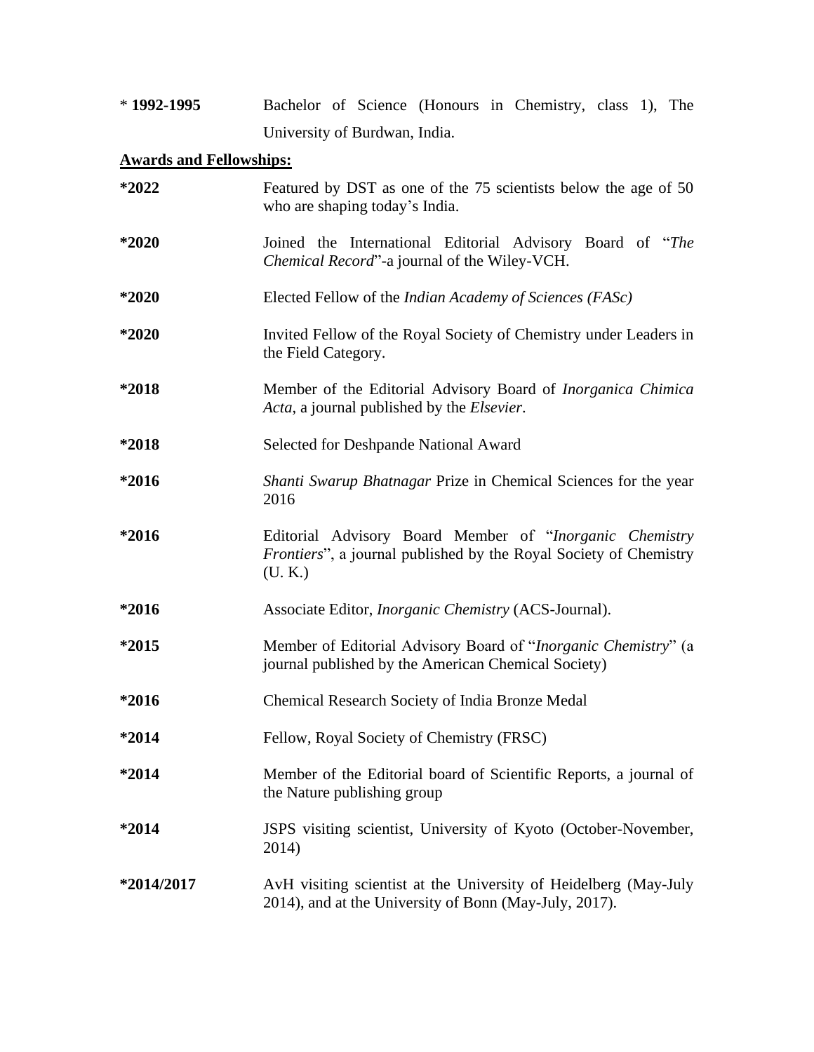* **1992-1995** Bachelor of Science (Honours in Chemistry, class 1), The University of Burdwan, India.

**Awards and Fellowships:**

**\*2022** Featured by DST as one of the 75 scientists below the age of 50 who are shaping today's India.

**\*2020** Joined the International Editorial Advisory Board of "*The Chemical Record*"-a journal of the Wiley-VCH.

**\*2020** Elected Fellow of the *Indian Academy of Sciences (FASc)*

**\*2020** Invited Fellow of the Royal Society of Chemistry under Leaders in the Field Category.

**\*2018** Member of the Editorial Advisory Board of *Inorganica Chimica Acta*, a journal published by the *Elsevier*.

**\*2018** Selected for Deshpande National Award

**\*2016** *Shanti Swarup Bhatnagar* Prize in Chemical Sciences for the year 2016

**\*2016** Editorial Advisory Board Member of "*Inorganic Chemistry Frontiers*", a journal published by the Royal Society of Chemistry (U. K.)

**\*2016** Associate Editor, *Inorganic Chemistry* (ACS-Journal).

**\*2015** Member of Editorial Advisory Board of "*Inorganic Chemistry*" (a journal published by the American Chemical Society)

**\*2016** Chemical Research Society of India Bronze Medal

**\*2014** Fellow, Royal Society of Chemistry (FRSC)

**\*2014** Member of the Editorial board of Scientific Reports, a journal of the Nature publishing group

**\*2014** JSPS visiting scientist, University of Kyoto (October-November, 2014)

**\*2014/2017** AvH visiting scientist at the University of Heidelberg (May-July 2014), and at the University of Bonn (May-July, 2017).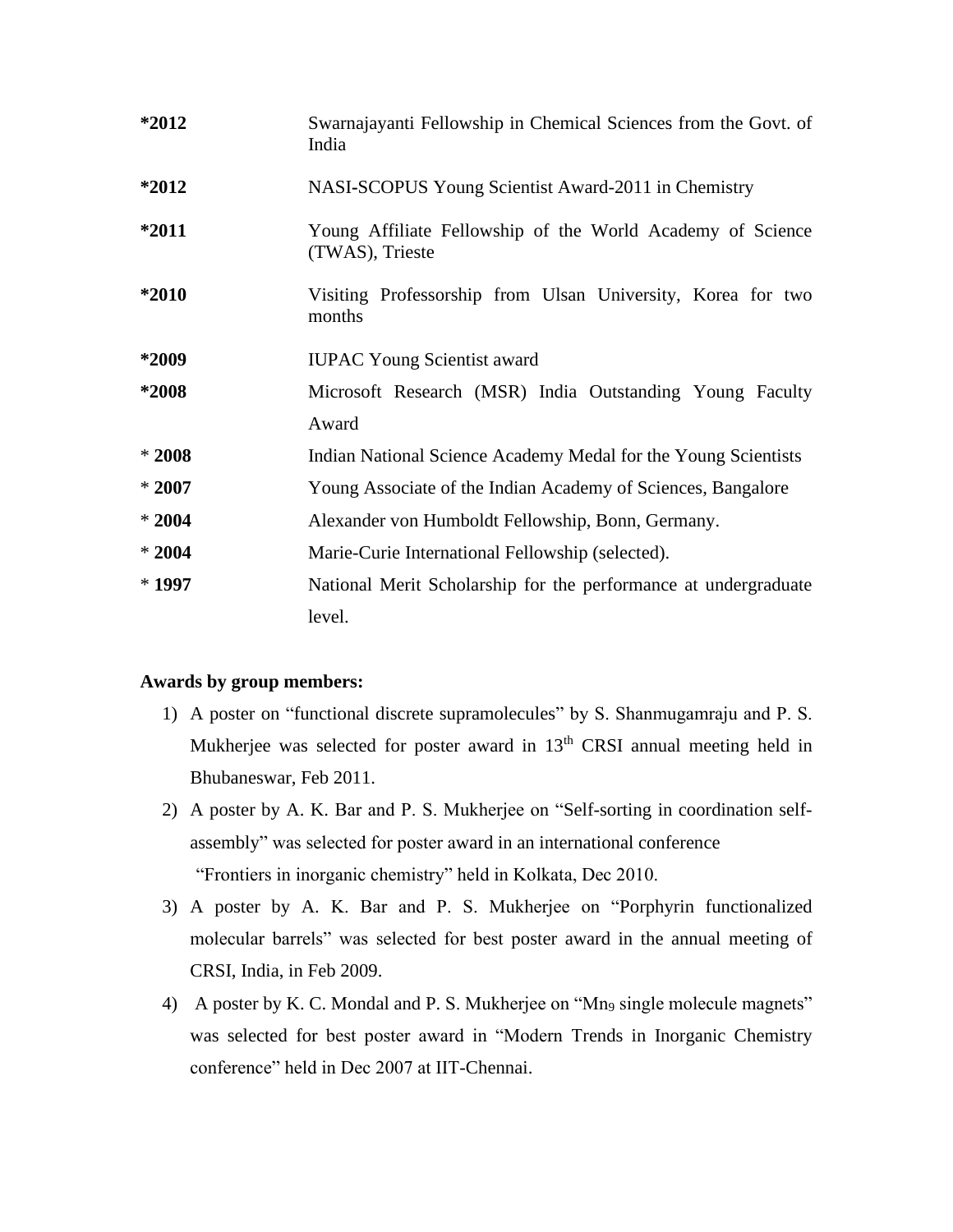| | |
|---|---|
| **\*2012** | Swarnajayanti Fellowship in Chemical Sciences from the Govt. of India |
| **\*2012** | NASI-SCOPUS Young Scientist Award-2011 in Chemistry |
| **\*2011** | Young Affiliate Fellowship of the World Academy of Science (TWAS), Trieste |
| **\*2010** | Visiting Professorship from Ulsan University, Korea for two months |
| **\*2009** | IUPAC Young Scientist award |
| **\*2008** | Microsoft Research (MSR) India Outstanding Young Faculty Award |
| \* **2008** | Indian National Science Academy Medal for the Young Scientists |
| \* **2007** | Young Associate of the Indian Academy of Sciences, Bangalore |
| \* **2004** | Alexander von Humboldt Fellowship, Bonn, Germany. |
| \* **2004** | Marie-Curie International Fellowship (selected). |
| \* **1997** | National Merit Scholarship for the performance at undergraduate level. |

**Awards by group members:**

1) A poster on "functional discrete supramolecules" by S. Shanmugamraju and P. S. Mukherjee was selected for poster award in 13th CRSI annual meeting held in Bhubaneswar, Feb 2011.
2) A poster by A. K. Bar and P. S. Mukherjee on "Self-sorting in coordination self-assembly" was selected for poster award in an international conference "Frontiers in inorganic chemistry" held in Kolkata, Dec 2010.
3) A poster by A. K. Bar and P. S. Mukherjee on "Porphyrin functionalized molecular barrels" was selected for best poster award in the annual meeting of CRSI, India, in Feb 2009.
4) A poster by K. C. Mondal and P. S. Mukherjee on "$Mn_9$ single molecule magnets" was selected for best poster award in "Modern Trends in Inorganic Chemistry conference" held in Dec 2007 at IIT-Chennai.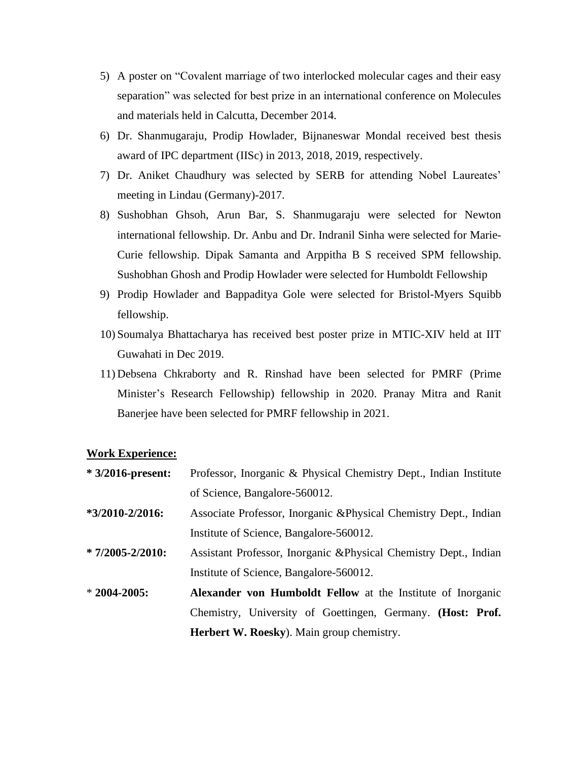5) A poster on "Covalent marriage of two interlocked molecular cages and their easy separation" was selected for best prize in an international conference on Molecules and materials held in Calcutta, December 2014.
6) Dr. Shanmugaraju, Prodip Howlader, Bijnaneswar Mondal received best thesis award of IPC department (IISc) in 2013, 2018, 2019, respectively.
7) Dr. Aniket Chaudhury was selected by SERB for attending Nobel Laureates' meeting in Lindau (Germany)-2017.
8) Sushobhan Ghsoh, Arun Bar, S. Shanmugaraju were selected for Newton international fellowship. Dr. Anbu and Dr. Indranil Sinha were selected for Marie-Curie fellowship. Dipak Samanta and Arppitha B S received SPM fellowship. Sushobhan Ghosh and Prodip Howlader were selected for Humboldt Fellowship
9) Prodip Howlader and Bappaditya Gole were selected for Bristol-Myers Squibb fellowship.
10) Soumalya Bhattacharya has received best poster prize in MTIC-XIV held at IIT Guwahati in Dec 2019.
11) Debsena Chkraborty and R. Rinshad have been selected for PMRF (Prime Minister's Research Fellowship) fellowship in 2020. Pranay Mitra and Ranit Banerjee have been selected for PMRF fellowship in 2021.

**Work Experience:**

| | |
|---|---|
| **\* 3/2016-present:** | Professor, Inorganic & Physical Chemistry Dept., Indian Institute of Science, Bangalore-560012. |
| **\*3/2010-2/2016:** | Associate Professor, Inorganic &Physical Chemistry Dept., Indian Institute of Science, Bangalore-560012. |
| **\* 7/2005-2/2010:** | Assistant Professor, Inorganic &Physical Chemistry Dept., Indian Institute of Science, Bangalore-560012. |
| \* **2004-2005:** | **Alexander von Humboldt Fellow** at the Institute of Inorganic Chemistry, University of Goettingen, Germany. **(Host: Prof. Herbert W. Roesky**). Main group chemistry. |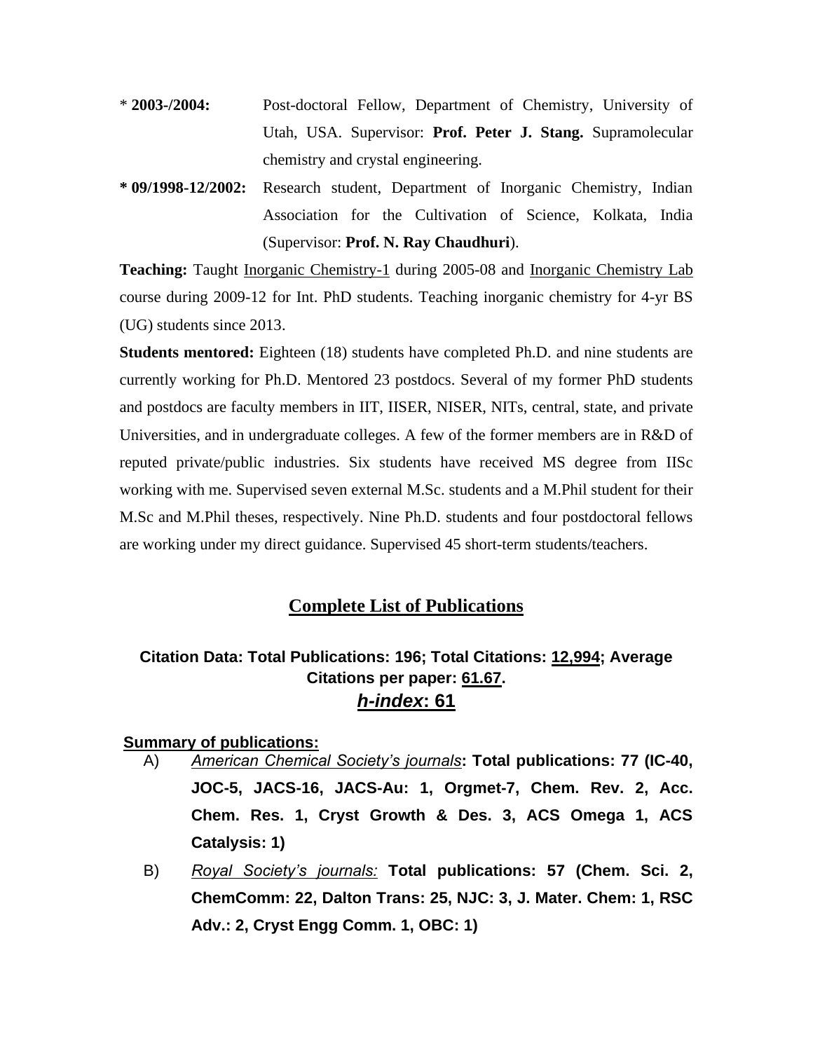\* **2003-/2004:** Post-doctoral Fellow, Department of Chemistry, University of Utah, USA. Supervisor: **Prof. Peter J. Stang.** Supramolecular chemistry and crystal engineering.

**\* 09/1998-12/2002:** Research student, Department of Inorganic Chemistry, Indian Association for the Cultivation of Science, Kolkata, India (Supervisor: **Prof. N. Ray Chaudhuri**).

**Teaching:** Taught Inorganic Chemistry-1 during 2005-08 and Inorganic Chemistry Lab course during 2009-12 for Int. PhD students. Teaching inorganic chemistry for 4-yr BS (UG) students since 2013.

**Students mentored:** Eighteen (18) students have completed Ph.D. and nine students are currently working for Ph.D. Mentored 23 postdocs. Several of my former PhD students and postdocs are faculty members in IIT, IISER, NISER, NITs, central, state, and private Universities, and in undergraduate colleges. A few of the former members are in R&D of reputed private/public industries. Six students have received MS degree from IISc working with me. Supervised seven external M.Sc. students and a M.Phil student for their M.Sc and M.Phil theses, respectively. Nine Ph.D. students and four postdoctoral fellows are working under my direct guidance. Supervised 45 short-term students/teachers.

## Complete List of Publications

### Citation Data: Total Publications: 196; Total Citations: 12,994; Average Citations per paper: 61.67.

### *h-index*: 61

**Summary of publications:**

A) *American Chemical Society's journals*: **Total publications: 77 (IC-40, JOC-5, JACS-16, JACS-Au: 1, Orgmet-7, Chem. Rev. 2, Acc. Chem. Res. 1, Cryst Growth & Des. 3, ACS Omega 1, ACS Catalysis: 1)**

B) *Royal Society's journals:* **Total publications: 57 (Chem. Sci. 2, ChemComm: 22, Dalton Trans: 25, NJC: 3, J. Mater. Chem: 1, RSC Adv.: 2, Cryst Engg Comm. 1, OBC: 1)**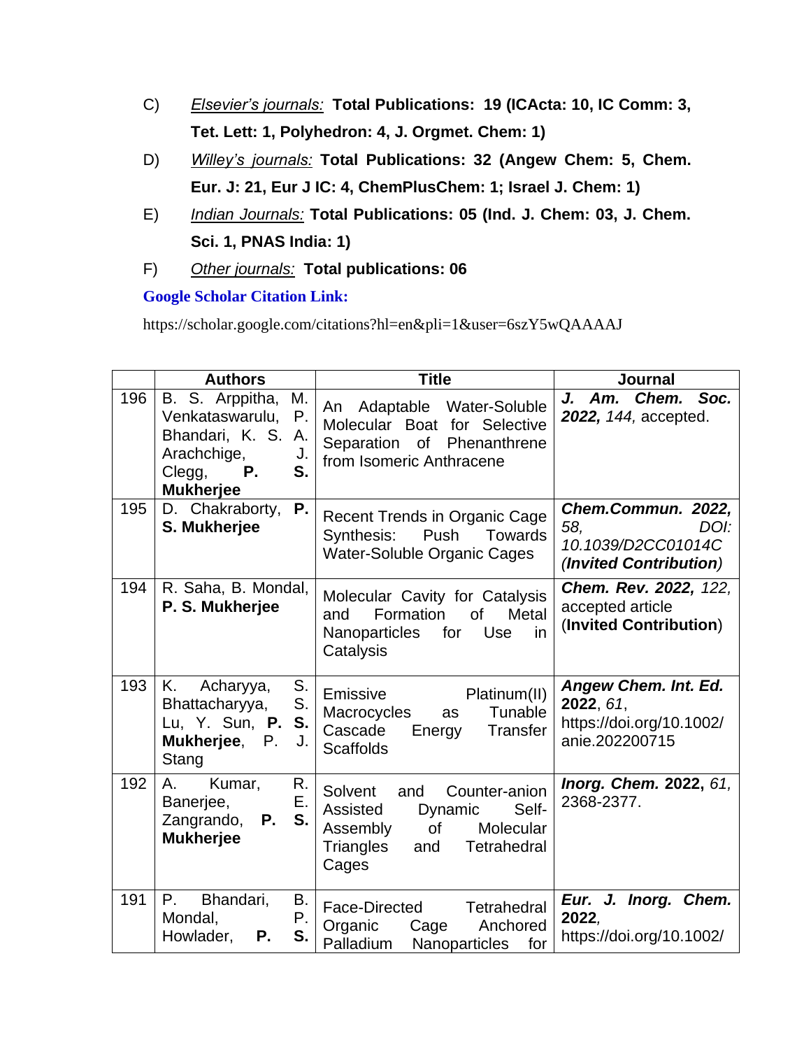C) *Elsevier's journals:* **Total Publications: 19 (ICActa: 10, IC Comm: 3, Tet. Lett: 1, Polyhedron: 4, J. Orgmet. Chem: 1)**

D) *Willey's journals:* **Total Publications: 32 (Angew Chem: 5, Chem. Eur. J: 21, Eur J IC: 4, ChemPlusChem: 1; Israel J. Chem: 1)**

E) *Indian Journals:* **Total Publications: 05 (Ind. J. Chem: 03, J. Chem. Sci. 1, PNAS India: 1)**

F) *Other journals:* **Total publications: 06**

**Google Scholar Citation Link:**

https://scholar.google.com/citations?hl=en&pli=1&user=6szY5wQAAAAJ

| | Authors | Title | Journal |
|---|---|---|---|
| 196 | B. S. Arppitha, M. Venkataswarulu, P. Bhandari, K. S. A. Arachchige, J. Clegg, **P. S. Mukherjee** | An Adaptable Water-Soluble Molecular Boat for Selective Separation of Phenanthrene from Isomeric Anthracene | ***J. Am. Chem. Soc. 2022,*** *144,* accepted. |
| 195 | D. Chakraborty, **P. S. Mukherjee** | Recent Trends in Organic Cage Synthesis: Push Towards Water-Soluble Organic Cages | ***Chem.Commun. 2022,*** *58, DOI: 10.1039/D2CC01014C* ***(Invited Contribution)*** |
| 194 | R. Saha, B. Mondal, **P. S. Mukherjee** | Molecular Cavity for Catalysis and Formation of Metal Nanoparticles for Use in Catalysis | ***Chem. Rev. 2022,*** *122,* accepted article (**Invited Contribution**) |
| 193 | K. Acharyya, S. Bhattacharyya, S. Lu, Y. Sun, **P. S. Mukherjee**, P. J. Stang | Emissive Platinum(II) Macrocycles as Tunable Cascade Energy Transfer Scaffolds | ***Angew Chem. Int. Ed.*** **2022**, *61*, https://doi.org/10.1002/anie.202200715 |
| 192 | A. Kumar, R. Banerjee, E. Zangrando, **P. S. Mukherjee** | Solvent and Counter-anion Assisted Dynamic Self-Assembly of Molecular Triangles and Tetrahedral Cages | ***Inorg. Chem.*** **2022**, *61*, 2368-2377. |
| 191 | P. Bhandari, B. Mondal, P. Howlader, **P. S.** | Face-Directed Tetrahedral Organic Cage Anchored Palladium Nanoparticles for | ***Eur. J. Inorg. Chem.*** **2022**, https://doi.org/10.1002/ |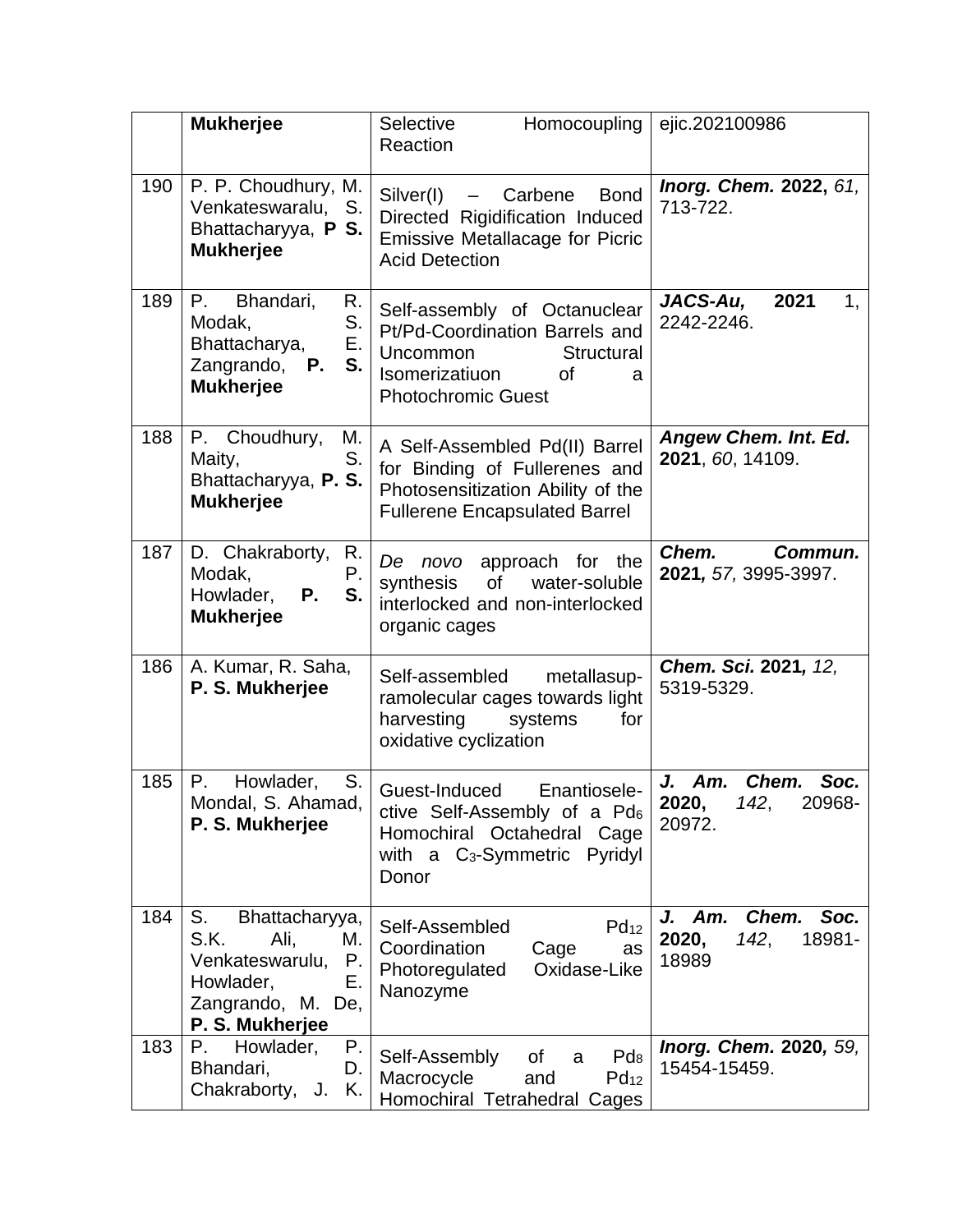| | **Mukherjee** | Selective Homocoupling Reaction | ejic.202100986 |
|---|---|---|---|
| 190 | P. P. Choudhury, M. Venkateswaralu, S. Bhattacharyya, **P S. Mukherjee** | Silver(I) – Carbene Bond Directed Rigidification Induced Emissive Metallacage for Picric Acid Detection | ***Inorg. Chem.* 2022,** *61,* 713-722. |
| 189 | P. Bhandari, R. Modak, S. Bhattacharya, E. Zangrando, **P. S. Mukherjee** | Self-assembly of Octanuclear Pt/Pd-Coordination Barrels and Uncommon Structural Isomerizatiuon of a Photochromic Guest | ***JACS-Au,* 2021** 1, 2242-2246. |
| 188 | P. Choudhury, M. Maity, S. Bhattacharyya, **P. S. Mukherjee** | A Self-Assembled Pd(II) Barrel for Binding of Fullerenes and Photosensitization Ability of the Fullerene Encapsulated Barrel | ***Angew Chem. Int. Ed.* 2021**, *60*, 14109. |
| 187 | D. Chakraborty, R. Modak, P. Howlader, **P. S. Mukherjee** | *De novo* approach for the synthesis of water-soluble interlocked and non-interlocked organic cages | ***Chem. Commun.* 2021,** *57,* 3995-3997. |
| 186 | A. Kumar, R. Saha, **P. S. Mukherjee** | Self-assembled metallasup-ramolecular cages towards light harvesting systems for oxidative cyclization | ***Chem. Sci.* 2021,** *12,* 5319-5329. |
| 185 | P. Howlader, S. Mondal, S. Ahamad, **P. S. Mukherjee** | Guest-Induced Enantiosele-ctive Self-Assembly of a $Pd_6$ Homochiral Octahedral Cage with a $C_3$-Symmetric Pyridyl Donor | ***J. Am. Chem. Soc.* 2020,** *142*, 20968-20972. |
| 184 | S. Bhattacharyya, S.K. Ali, M. Venkateswarulu, P. Howlader, E. Zangrando, M. De, **P. S. Mukherjee** | Self-Assembled $Pd_{12}$ Coordination Cage as Photoregulated Oxidase-Like Nanozyme | ***J. Am. Chem. Soc.* 2020,** *142*, 18981-18989 |
| 183 | P. Howlader, P. Bhandari, D. Chakraborty, J. K. | Self-Assembly of a $Pd_8$ Macrocycle and $Pd_{12}$ Homochiral Tetrahedral Cages | ***Inorg. Chem.* 2020,** *59,* 15454-15459. |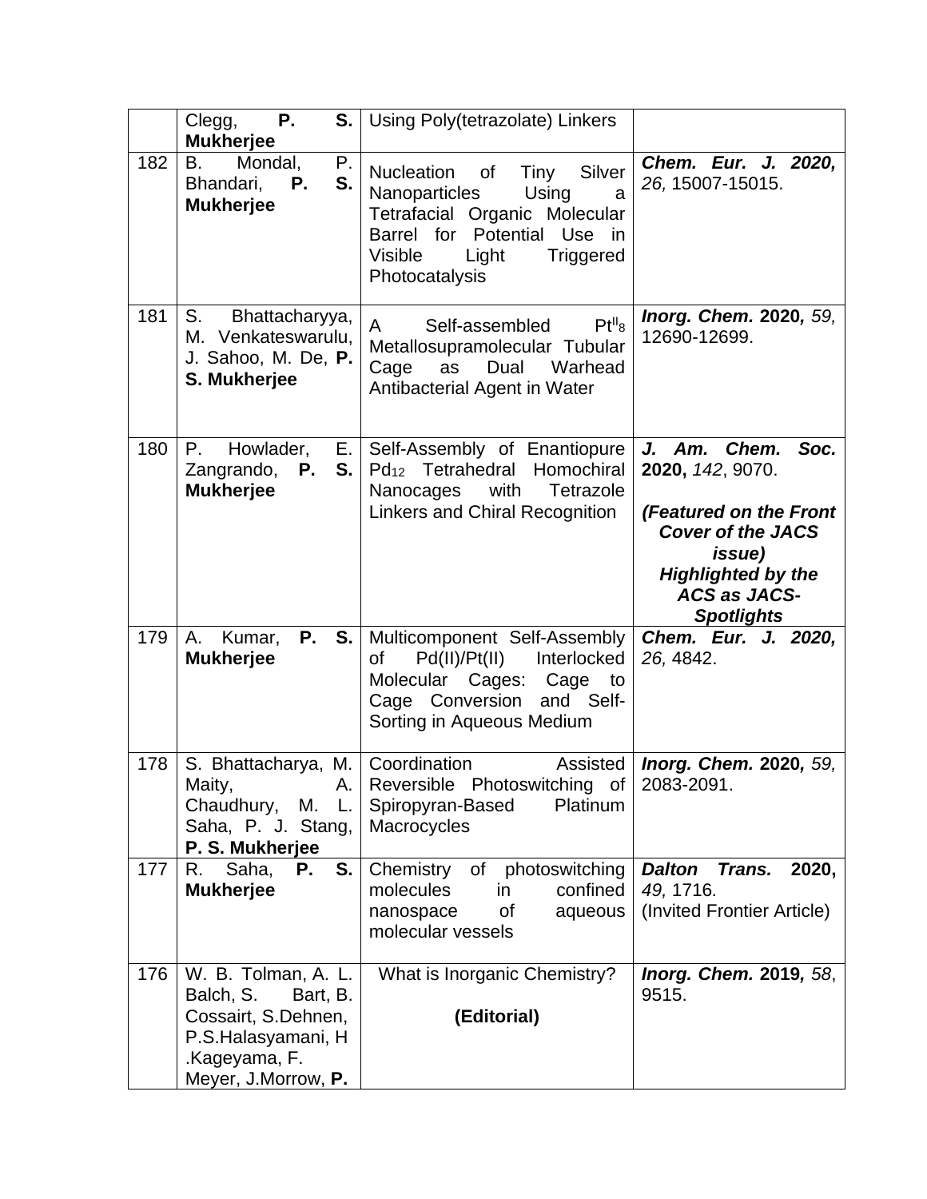|  |  |  |  |
|---|---|---|---|
|  | Clegg, **P. S. Mukherjee** | Using Poly(tetrazolate) Linkers |  |
| 182 | B. Mondal, P. Bhandari, **P. S. Mukherjee** | Nucleation of Tiny Silver Nanoparticles Using a Tetrafacial Organic Molecular Barrel for Potential Use in Visible Light Triggered Photocatalysis | ***Chem. Eur. J. 2020,*** *26,* 15007-15015. |
| 181 | S. Bhattacharyya, M. Venkateswarulu, J. Sahoo, M. De, **P. S. Mukherjee** | A Self-assembled $Pt^{II}_8$ Metallosupramolecular Tubular Cage as Dual Warhead Antibacterial Agent in Water | ***Inorg. Chem.* 2020,** *59,* 12690-12699. |
| 180 | P. Howlader, E. Zangrando, **P. S. Mukherjee** | Self-Assembly of Enantiopure $Pd_{12}$ Tetrahedral Homochiral Nanocages with Tetrazole Linkers and Chiral Recognition | ***J. Am. Chem. Soc.* 2020,** *142*, 9070. ***(Featured on the Front Cover of the JACS issue) Highlighted by the ACS as JACS-Spotlights*** |
| 179 | A. Kumar, **P. S. Mukherjee** | Multicomponent Self-Assembly of Pd(II)/Pt(II) Interlocked Molecular Cages: Cage to Cage Conversion and Self-Sorting in Aqueous Medium | ***Chem. Eur. J. 2020,*** *26,* 4842. |
| 178 | S. Bhattacharya, M. Maity, A. Chaudhury, M. L. Saha, P. J. Stang, **P. S. Mukherjee** | Coordination Assisted Reversible Photoswitching of Spiropyran-Based Platinum Macrocycles | ***Inorg. Chem.* 2020,** *59,* 2083-2091. |
| 177 | R. Saha, **P. S. Mukherjee** | Chemistry of photoswitching molecules in confined nanospace of aqueous molecular vessels | ***Dalton Trans.* 2020,** *49,* 1716. (Invited Frontier Article) |
| 176 | W. B. Tolman, A. L. Balch, S. Bart, B. Cossairt, S.Dehnen, P.S.Halasyamani, H .Kageyama, F. Meyer, J.Morrow, **P.** | What is Inorganic Chemistry? **(Editorial)** | ***Inorg. Chem.* 2019,** *58*, 9515. |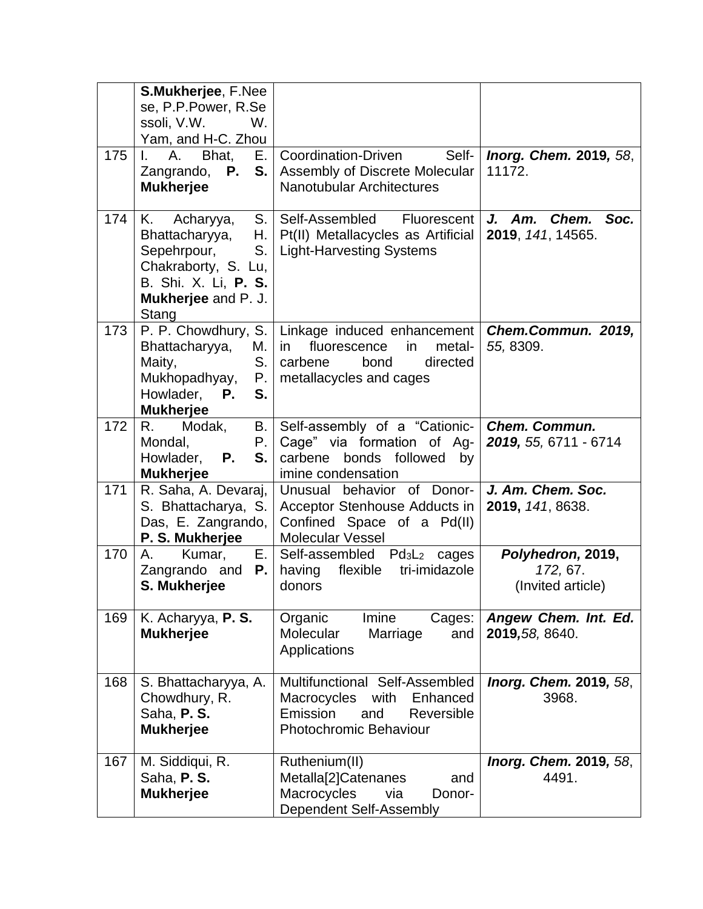| | | | |
|---|---|---|---|
| | **S.Mukherjee**, F.Neese, P.P.Power, R.Sessoli, V.W. W. Yam, and H-C. Zhou | | |
| 175 | I. A. Bhat, E. Zangrando, **P. S. Mukherjee** | Coordination-Driven Self-Assembly of Discrete Molecular Nanotubular Architectures | ***Inorg. Chem.*** **2019,** *58*, 11172. |
| 174 | K. Acharyya, S. Bhattacharyya, H. Sepehrpour, S. Chakraborty, S. Lu, B. Shi. X. Li, **P. S. Mukherjee** and P. J. Stang | Self-Assembled Fluorescent Pt(II) Metallacycles as Artificial Light-Harvesting Systems | ***J. Am. Chem. Soc.*** **2019**, *141*, 14565. |
| 173 | P. P. Chowdhury, S. Bhattacharyya, M. Maity, S. Mukhopadhyay, P. Howlader, **P. S. Mukherjee** | Linkage induced enhancement in fluorescence in metal-carbene bond directed metallacycles and cages | ***Chem.Commun. 2019,*** *55,* 8309. |
| 172 | R. Modak, B. Mondal, P. Howlader, **P. S. Mukherjee** | Self-assembly of a “Cationic-Cage” via formation of Ag-carbene bonds followed by imine condensation | ***Chem. Commun. 2019,*** *55,* 6711 - 6714 |
| 171 | R. Saha, A. Devaraj, S. Bhattacharya, S. Das, E. Zangrando, **P. S. Mukherjee** | Unusual behavior of Donor-Acceptor Stenhouse Adducts in Confined Space of a Pd(II) Molecular Vessel | ***J. Am. Chem. Soc.*** **2019,** *141*, 8638. |
| 170 | A. Kumar, E. Zangrando and **P. S. Mukherjee** | Self-assembled $Pd_3L_2$ cages having flexible tri-imidazole donors | ***Polyhedron,*** **2019,** *172,* 67. (Invited article) |
| 169 | K. Acharyya, **P. S. Mukherjee** | Organic Imine Cages: Molecular Marriage and Applications | ***Angew Chem. Int. Ed.*** **2019,***58,* 8640. |
| 168 | S. Bhattacharyya, A. Chowdhury, R. Saha, **P. S. Mukherjee** | Multifunctional Self-Assembled Macrocycles with Enhanced Emission and Reversible Photochromic Behaviour | ***Inorg. Chem.*** **2019,** *58*, 3968. |
| 167 | M. Siddiqui, R. Saha, **P. S. Mukherjee** | Ruthenium(II) Metalla[2]Catenanes and Macrocycles via Donor-Dependent Self-Assembly | ***Inorg. Chem.*** **2019,** *58*, 4491. |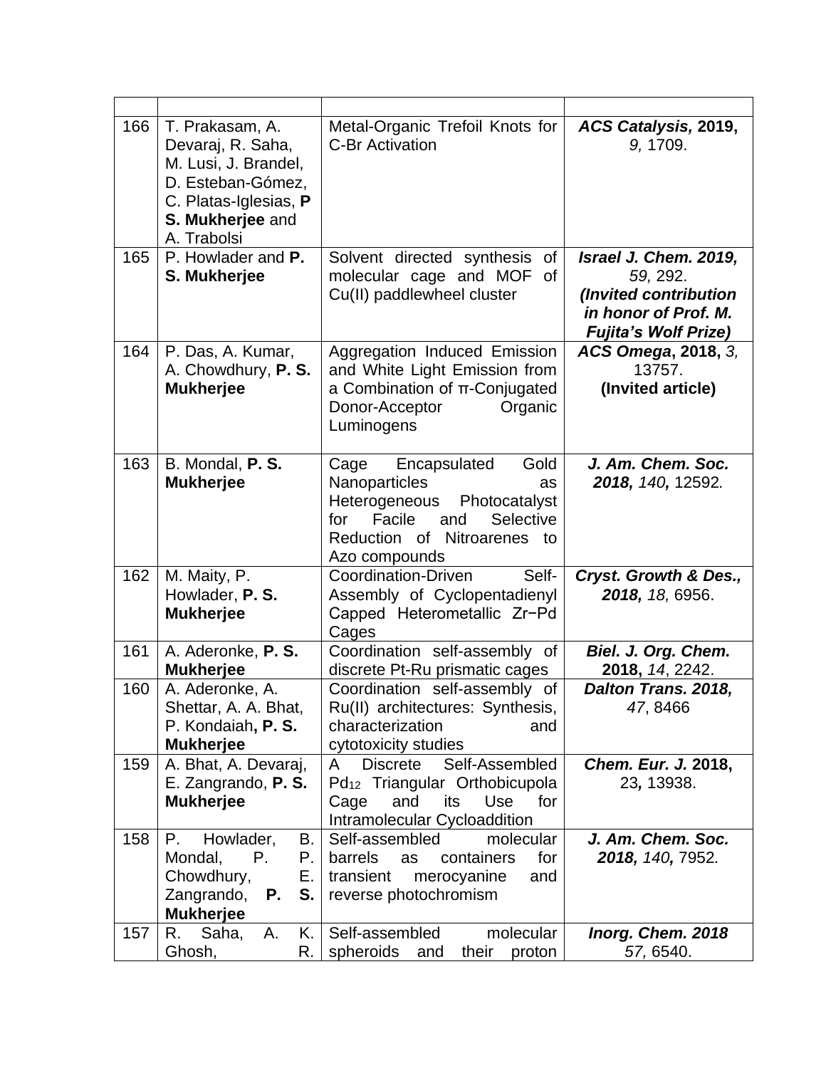| | | | |
|---|---|---|---|
| 166 | T. Prakasam, A. Devaraj, R. Saha, M. Lusi, J. Brandel, D. Esteban-Gómez, C. Platas-Iglesias, **P S. Mukherjee** and A. Trabolsi | Metal-Organic Trefoil Knots for C-Br Activation | ***ACS Catalysis,* 2019,** *9,* 1709. |
| 165 | P. Howlader and **P. S. Mukherjee** | Solvent directed synthesis of molecular cage and MOF of Cu(II) paddlewheel cluster | ***Israel J. Chem. 2019,*** *59,* 292. ***(Invited contribution in honor of Prof. M. Fujita's Wolf Prize)*** |
| 164 | P. Das, A. Kumar, A. Chowdhury, **P. S. Mukherjee** | Aggregation Induced Emission and White Light Emission from a Combination of π-Conjugated Donor-Acceptor Organic Luminogens | ***ACS Omega*, 2018,** *3,* 13757. **(Invited article)** |
| 163 | B. Mondal, **P. S. Mukherjee** | Cage Encapsulated Gold Nanoparticles as Heterogeneous Photocatalyst for Facile and Selective Reduction of Nitroarenes to Azo compounds | ***J. Am. Chem. Soc. 2018,*** *140,* 12592. |
| 162 | M. Maity, P. Howlader, **P. S. Mukherjee** | Coordination-Driven Self-Assembly of Cyclopentadienyl Capped Heterometallic Zr−Pd Cages | ***Cryst. Growth & Des., 2018,*** *18,* 6956. |
| 161 | A. Aderonke, **P. S. Mukherjee** | Coordination self-assembly of discrete Pt-Ru prismatic cages | ***Biel. J. Org. Chem.* 2018,** *14*, 2242. |
| 160 | A. Aderonke, A. Shettar, A. A. Bhat, P. Kondaiah**, P. S. Mukherjee** | Coordination self-assembly of Ru(II) architectures: Synthesis, characterization and cytotoxicity studies | ***Dalton Trans. 2018,*** *47*, 8466 |
| 159 | A. Bhat, A. Devaraj, E. Zangrando, **P. S. Mukherjee** | A Discrete Self-Assembled $Pd_{12}$ Triangular Orthobicupola Cage and its Use for Intramolecular Cycloaddition | ***Chem. Eur. J.* 2018,** 23**,** 13938. |
| 158 | P. Howlader, B. Mondal, P. P. Chowdhury, E. Zangrando, **P. S. Mukherjee** | Self-assembled molecular barrels as containers for transient merocyanine and reverse photochromism | ***J. Am. Chem. Soc. 2018,*** *140,* 7952. |
| 157 | R. Saha, A. K. Ghosh, R. | Self-assembled molecular spheroids and their proton | ***Inorg. Chem. 2018*** *57,* 6540. |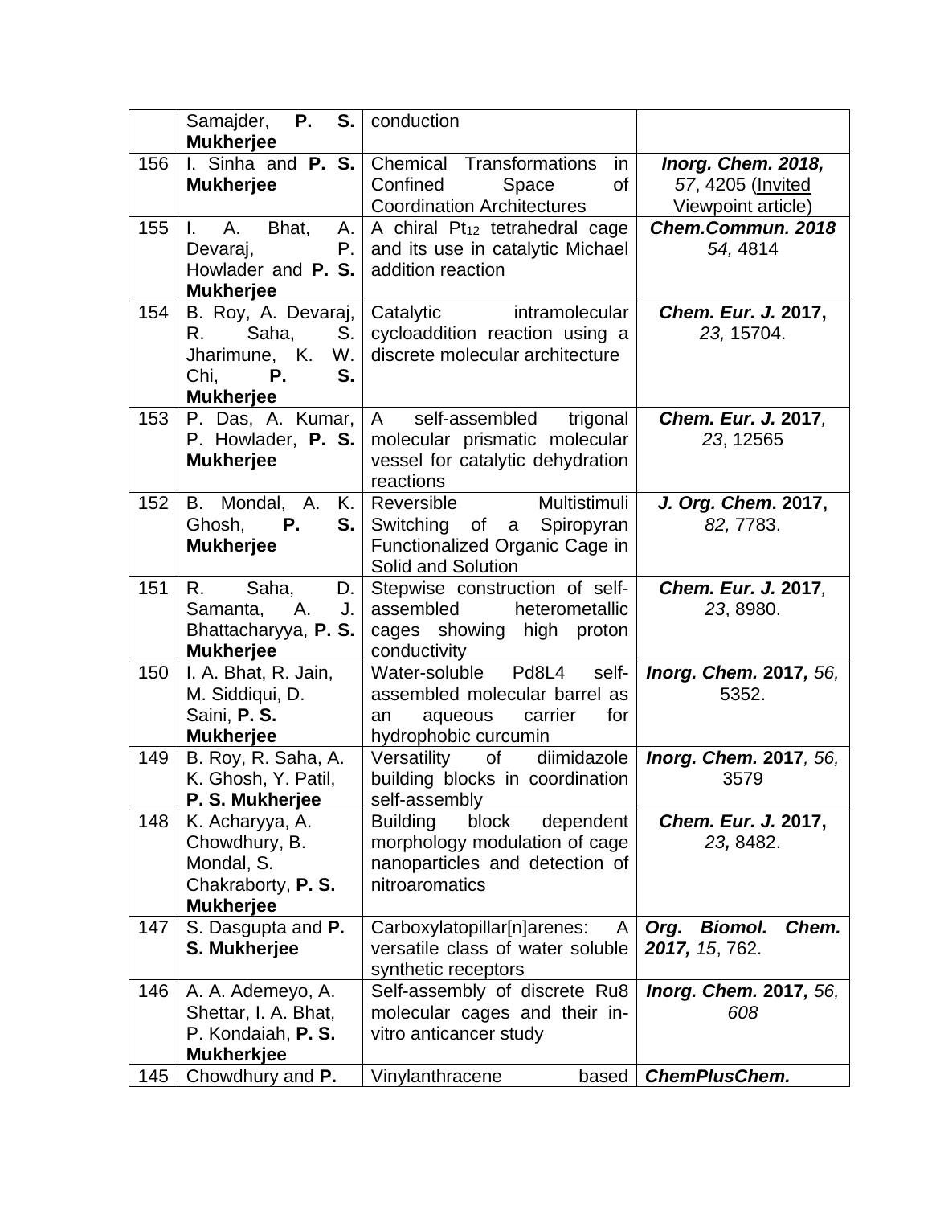| | | | |
|---|---|---|---|
| | Samajder, **P. S. Mukherjee** | conduction | |
| 156 | I. Sinha and **P. S. Mukherjee** | Chemical Transformations in Confined Space of Coordination Architectures | ***Inorg. Chem. 2018,*** *57*, 4205 (Invited Viewpoint article) |
| 155 | I. A. Bhat, A. Devaraj, P. Howlader and **P. S. Mukherjee** | A chiral $Pt_{12}$ tetrahedral cage and its use in catalytic Michael addition reaction | ***Chem.Commun. 2018*** *54,* 4814 |
| 154 | B. Roy, A. Devaraj, R. Saha, S. Jharimune, K. W. Chi, **P. S. Mukherjee** | Catalytic intramolecular cycloaddition reaction using a discrete molecular architecture | ***Chem. Eur. J.* 2017,** *23,* 15704. |
| 153 | P. Das, A. Kumar, P. Howlader, **P. S. Mukherjee** | A self-assembled trigonal molecular prismatic molecular vessel for catalytic dehydration reactions | ***Chem. Eur. J.* 2017***,* *23*, 12565 |
| 152 | B. Mondal, A. K. Ghosh, **P. S. Mukherjee** | Reversible Multistimuli Switching of a Spiropyran Functionalized Organic Cage in Solid and Solution | ***J. Org. Chem*. 2017,** *82,* 7783. |
| 151 | R. Saha, D. Samanta, A. J. Bhattacharyya, **P. S. Mukherjee** | Stepwise construction of self-assembled heterometallic cages showing high proton conductivity | ***Chem. Eur. J.* 2017***,* *23*, 8980. |
| 150 | I. A. Bhat, R. Jain, M. Siddiqui, D. Saini, **P. S. Mukherjee** | Water-soluble Pd8L4 self-assembled molecular barrel as an aqueous carrier for hydrophobic curcumin | ***Inorg. Chem.* 2017,** *56,* 5352. |
| 149 | B. Roy, R. Saha, A. K. Ghosh, Y. Patil, **P. S. Mukherjee** | Versatility of diimidazole building blocks in coordination self-assembly | ***Inorg. Chem.* 2017***, 56,* 3579 |
| 148 | K. Acharyya, A. Chowdhury, B. Mondal, S. Chakraborty, **P. S. Mukherjee** | Building block dependent morphology modulation of cage nanoparticles and detection of nitroaromatics | ***Chem. Eur. J.* 2017,** *23***,** 8482. |
| 147 | S. Dasgupta and **P. S. Mukherjee** | Carboxylatopillar[n]arenes: A versatile class of water soluble synthetic receptors | ***Org. Biomol. Chem. 2017,*** *15*, 762. |
| 146 | A. A. Ademeyo, A. Shettar, I. A. Bhat, P. Kondaiah, **P. S. Mukherkjee** | Self-assembly of discrete Ru8 molecular cages and their in-vitro anticancer study | ***Inorg. Chem.* 2017,** *56, 608* |
| 145 | Chowdhury and **P.** | Vinylanthracene based | ***ChemPlusChem.*** |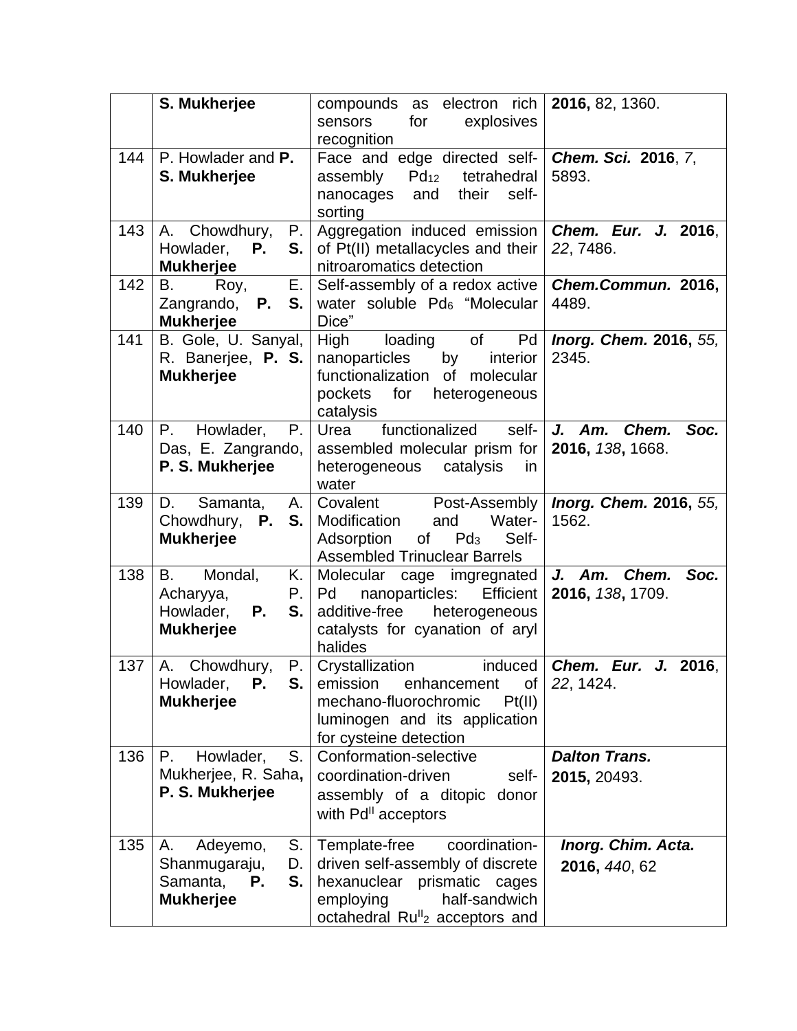| | **S. Mukherjee** | compounds as electron rich sensors for explosives recognition | **2016,** 82, 1360. |
|---|---|---|---|
| 144 | P. Howlader and **P. S. Mukherjee** | Face and edge directed self-assembly $Pd_{12}$ tetrahedral nanocages and their self-sorting | ***Chem. Sci.*** **2016**, *7*, 5893. |
| 143 | A. Chowdhury, P. Howlader, **P. S. Mukherjee** | Aggregation induced emission of Pt(II) metallacycles and their nitroaromatics detection | ***Chem. Eur. J.*** **2016**, *22*, 7486. |
| 142 | B. Roy, E. Zangrando, **P. S. Mukherjee** | Self-assembly of a redox active water soluble $Pd_6$ "Molecular Dice" | ***Chem.Commun.*** **2016,** 4489. |
| 141 | B. Gole, U. Sanyal, R. Banerjee, **P. S. Mukherjee** | High loading of Pd nanoparticles by interior functionalization of molecular pockets for heterogeneous catalysis | ***Inorg. Chem.*** **2016,** *55,* 2345. |
| 140 | P. Howlader, P. Das, E. Zangrando, **P. S. Mukherjee** | Urea functionalized self-assembled molecular prism for heterogeneous catalysis in water | ***J. Am. Chem. Soc.*** **2016,** *138*, 1668. |
| 139 | D. Samanta, A. Chowdhury, **P. S. Mukherjee** | Covalent Post-Assembly Modification and Water-Adsorption of $Pd_3$ Self-Assembled Trinuclear Barrels | ***Inorg. Chem.*** **2016,** *55,* 1562. |
| 138 | B. Mondal, K. Acharyya, P. Howlader, **P. S. Mukherjee** | Molecular cage imgregnated Pd nanoparticles: Efficient additive-free heterogeneous catalysts for cyanation of aryl halides | ***J. Am. Chem. Soc.*** **2016,** *138*, 1709. |
| 137 | A. Chowdhury, P. Howlader, **P. S. Mukherjee** | Crystallization induced emission enhancement of mechano-fluorochromic Pt(II) luminogen and its application for cysteine detection | ***Chem. Eur. J.*** **2016**, *22*, 1424. |
| 136 | P. Howlader, S. Mukherjee, R. Saha, **P. S. Mukherjee** | Conformation-selective coordination-driven self-assembly of a ditopic donor with $Pd^{II}$ acceptors | ***Dalton Trans.*** **2015,** 20493. |
| 135 | A. Adeyemo, S. Shanmugaraju, D. Samanta, **P. S. Mukherjee** | Template-free coordination-driven self-assembly of discrete hexanuclear prismatic cages employing half-sandwich octahedral $Ru^{II}_2$ acceptors and | ***Inorg. Chim. Acta.*** **2016,** *440*, 62 |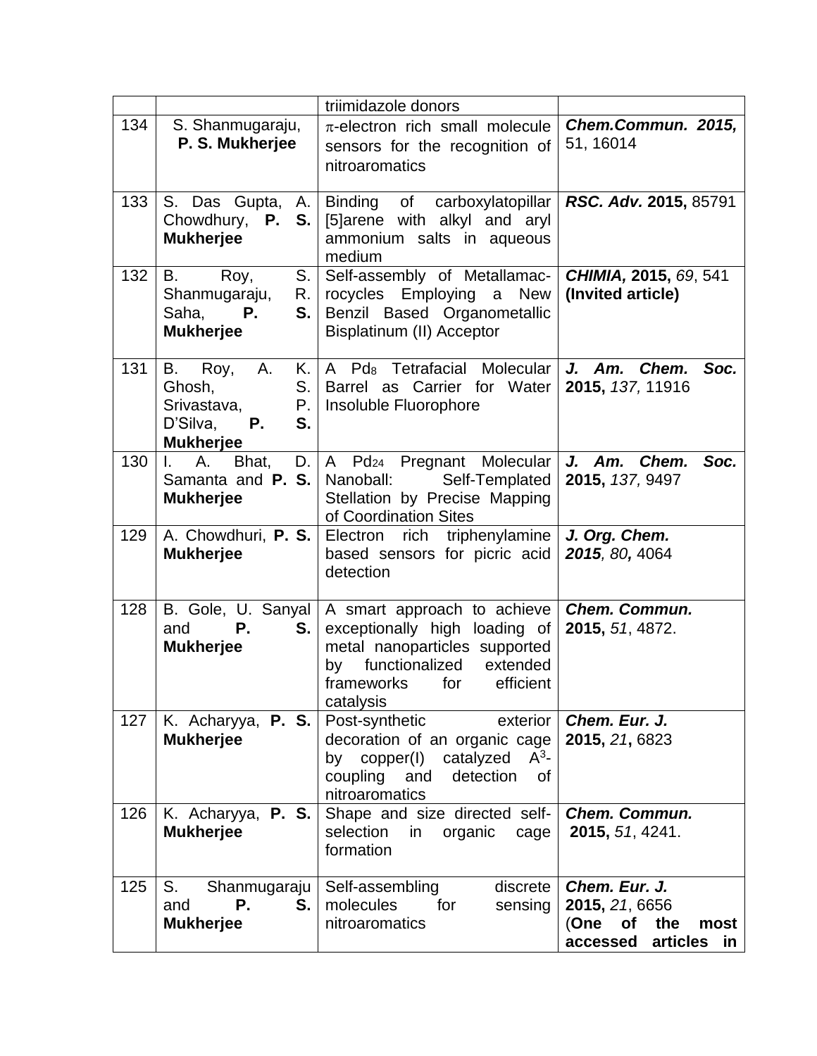| | | | |
|---|---|---|---|
| | | triimidazole donors | |
| 134 | S. Shanmugaraju, **P. S. Mukherjee** | π-electron rich small molecule sensors for the recognition of nitroaromatics | ***Chem.Commun. 2015,*** 51, 16014 |
| 133 | S. Das Gupta, A. Chowdhury, **P. S. Mukherjee** | Binding of carboxylatopillar [5]arene with alkyl and aryl ammonium salts in aqueous medium | ***RSC. Adv.* 2015,** 85791 |
| 132 | B. Roy, S. Shanmugaraju, R. Saha, **P. S. Mukherjee** | Self-assembly of Metallamacrocycles Employing a New Benzil Based Organometallic Bisplatinum (II) Acceptor | ***CHIMIA,* 2015,** *69*, 541 **(Invited article)** |
| 131 | B. Roy, A. K. Ghosh, S. Srivastava, P. D'Silva, **P. S. Mukherjee** | A $Pd_8$ Tetrafacial Molecular Barrel as Carrier for Water Insoluble Fluorophore | ***J. Am. Chem. Soc.* 2015,** *137,* 11916 |
| 130 | I. A. Bhat, D. Samanta and **P. S. Mukherjee** | A $Pd_{24}$ Pregnant Molecular Nanoball: Self-Templated Stellation by Precise Mapping of Coordination Sites | ***J. Am. Chem. Soc.* 2015,** *137,* 9497 |
| 129 | A. Chowdhuri, **P. S. Mukherjee** | Electron rich triphenylamine based sensors for picric acid detection | ***J. Org. Chem. 2015**, 80,* 4064 |
| 128 | B. Gole, U. Sanyal and **P. S. Mukherjee** | A smart approach to achieve exceptionally high loading of metal nanoparticles supported by functionalized extended frameworks for efficient catalysis | ***Chem. Commun.* 2015,** *51*, 4872. |
| 127 | K. Acharyya, **P. S. Mukherjee** | Post-synthetic exterior decoration of an organic cage by copper(I) catalyzed $A^3$-coupling and detection of nitroaromatics | ***Chem. Eur. J.* 2015,** *21***,** 6823 |
| 126 | K. Acharyya, **P. S. Mukherjee** | Shape and size directed self-selection in organic cage formation | ***Chem. Commun.* 2015,** *51*, 4241. |
| 125 | S. Shanmugaraju and **P. S. Mukherjee** | Self-assembling discrete molecules for sensing nitroaromatics | ***Chem. Eur. J.* 2015,** *21*, 6656 (**One of the most accessed articles in** |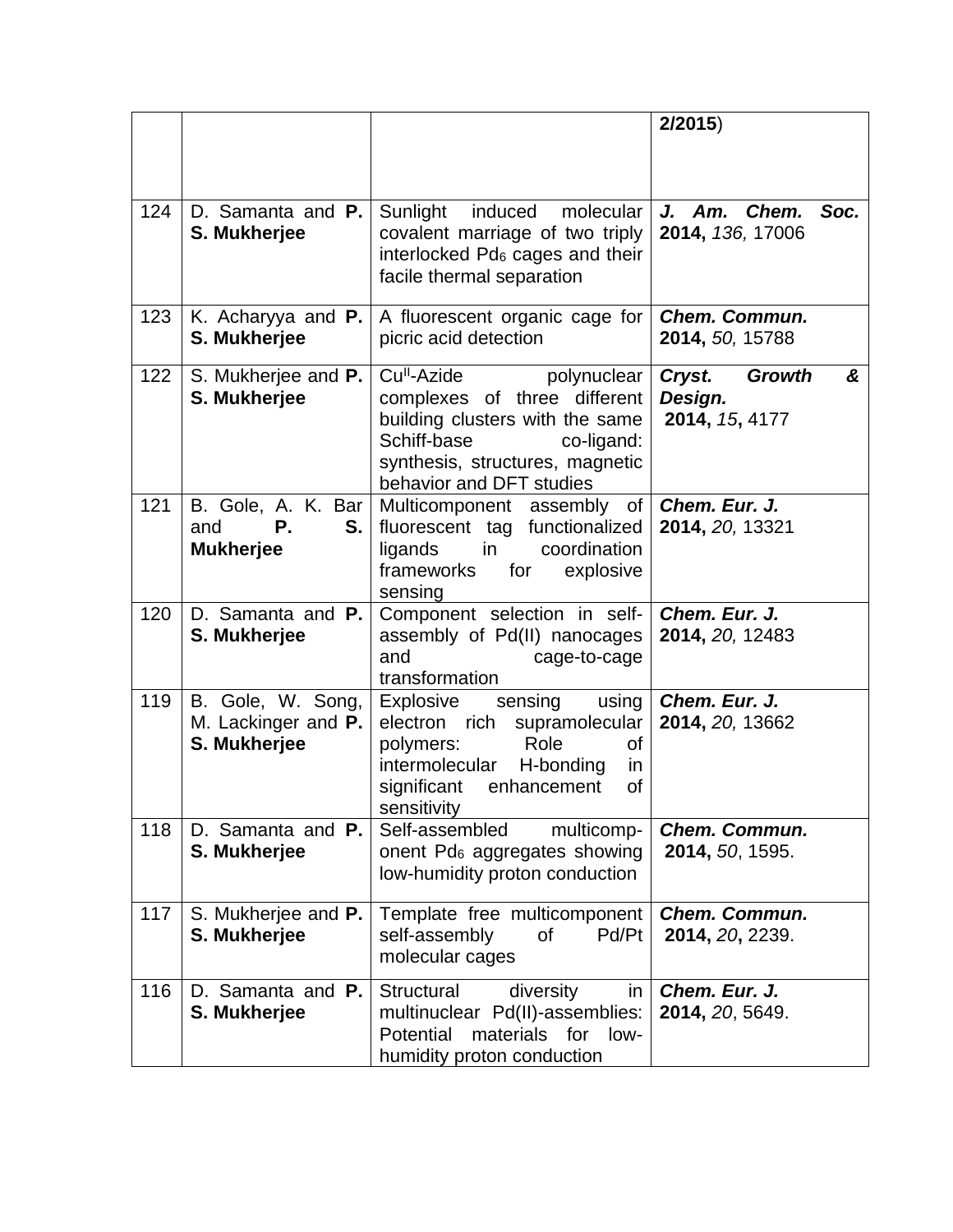| | | | |
|---|---|---|---|
| | | | **2/2015**) |
| 124 | D. Samanta and **P. S. Mukherjee** | Sunlight induced molecular covalent marriage of two triply interlocked $Pd_6$ cages and their facile thermal separation | ***J. Am. Chem. Soc.*** **2014,** *136,* 17006 |
| 123 | K. Acharyya and **P. S. Mukherjee** | A fluorescent organic cage for picric acid detection | ***Chem. Commun.*** **2014,** *50,* 15788 |
| 122 | S. Mukherjee and **P. S. Mukherjee** | $Cu^{II}$-Azide polynuclear complexes of three different building clusters with the same Schiff-base co-ligand: synthesis, structures, magnetic behavior and DFT studies | ***Cryst. Growth & Design.*** **2014,** *15***,** 4177 |
| 121 | B. Gole, A. K. Bar and **P. S. Mukherjee** | Multicomponent assembly of fluorescent tag functionalized ligands in coordination frameworks for explosive sensing | ***Chem. Eur. J.*** **2014,** *20,* 13321 |
| 120 | D. Samanta and **P. S. Mukherjee** | Component selection in self-assembly of Pd(II) nanocages and cage-to-cage transformation | ***Chem. Eur. J.*** **2014,** *20,* 12483 |
| 119 | B. Gole, W. Song, M. Lackinger and **P. S. Mukherjee** | Explosive sensing using electron rich supramolecular polymers: Role of intermolecular H-bonding in significant enhancement of sensitivity | ***Chem. Eur. J.*** **2014,** *20,* 13662 |
| 118 | D. Samanta and **P. S. Mukherjee** | Self-assembled multicomp-onent $Pd_6$ aggregates showing low-humidity proton conduction | ***Chem. Commun.*** **2014,** *50*, 1595. |
| 117 | S. Mukherjee and **P. S. Mukherjee** | Template free multicomponent self-assembly of Pd/Pt molecular cages | ***Chem. Commun.*** **2014,** *20***,** 2239. |
| 116 | D. Samanta and **P. S. Mukherjee** | Structural diversity in multinuclear Pd(II)-assemblies: Potential materials for low-humidity proton conduction | ***Chem. Eur. J.*** **2014,** *20*, 5649. |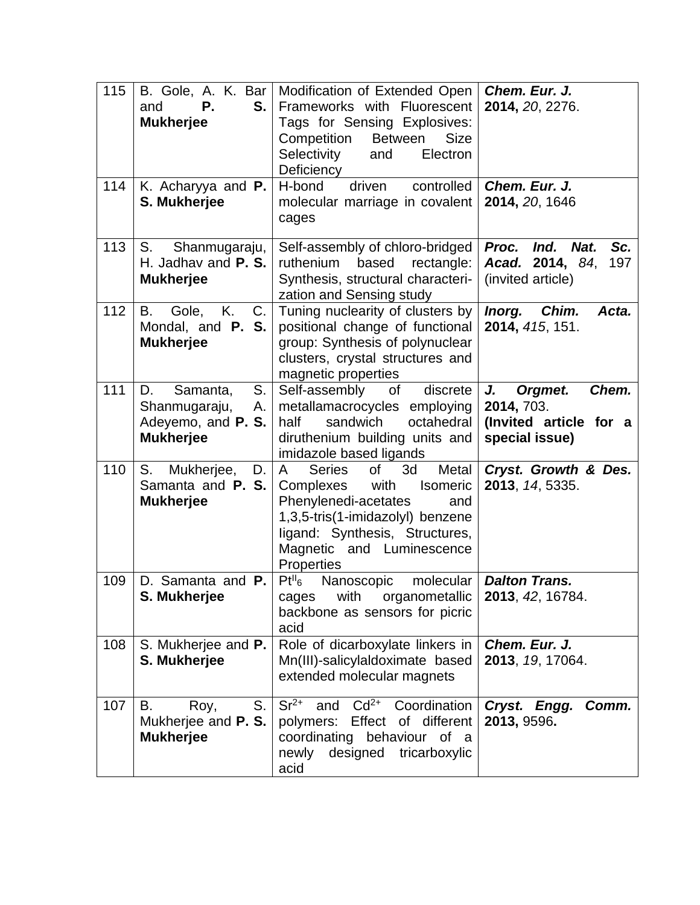| 115 | B. Gole, A. K. Bar and **P. S. Mukherjee** | Modification of Extended Open Frameworks with Fluorescent Tags for Sensing Explosives: Competition Between Size Selectivity and Electron Deficiency | ***Chem. Eur. J.*** **2014,** *20*, 2276. |
|---|---|---|---|
| 114 | K. Acharyya and **P. S. Mukherjee** | H-bond driven controlled molecular marriage in covalent cages | ***Chem. Eur. J.*** **2014,** *20*, 1646 |
| 113 | S. Shanmugaraju, H. Jadhav and **P. S. Mukherjee** | Self-assembly of chloro-bridged ruthenium based rectangle: Synthesis, structural characteri-zation and Sensing study | ***Proc. Ind. Nat. Sc. Acad.*** **2014,** *84*, 197 (invited article) |
| 112 | B. Gole, K. C. Mondal, and **P. S. Mukherjee** | Tuning nuclearity of clusters by positional change of functional group: Synthesis of polynuclear clusters, crystal structures and magnetic properties | ***Inorg. Chim. Acta.*** **2014,** *415*, 151. |
| 111 | D. Samanta, S. Shanmugaraju, A. Adeyemo, and **P. S. Mukherjee** | Self-assembly of discrete metallamacrocycles employing half sandwich octahedral diruthenium building units and imidazole based ligands | ***J. Orgmet. Chem.*** **2014,** 703. **(Invited article for a special issue)** |
| 110 | S. Mukherjee, D. Samanta and **P. S. Mukherjee** | A Series of 3d Metal Complexes with Isomeric Phenylenedi-acetates and 1,3,5-tris(1-imidazolyl) benzene ligand: Synthesis, Structures, Magnetic and Luminescence Properties | ***Cryst. Growth & Des.*** **2013**, *14*, 5335. |
| 109 | D. Samanta and **P. S. Mukherjee** | $Pt^{II}_6$ Nanoscopic molecular cages with organometallic backbone as sensors for picric acid | ***Dalton Trans.*** **2013**, *42*, 16784. |
| 108 | S. Mukherjee and **P. S. Mukherjee** | Role of dicarboxylate linkers in Mn(III)-salicylaldoximate based extended molecular magnets | ***Chem. Eur. J.*** **2013**, *19*, 17064. |
| 107 | B. Roy, S. Mukherjee and **P. S. Mukherjee** | $Sr^{2+}$ and $Cd^{2+}$ Coordination polymers: Effect of different coordinating behaviour of a newly designed tricarboxylic acid | ***Cryst. Engg. Comm.*** **2013,** 9596**.** |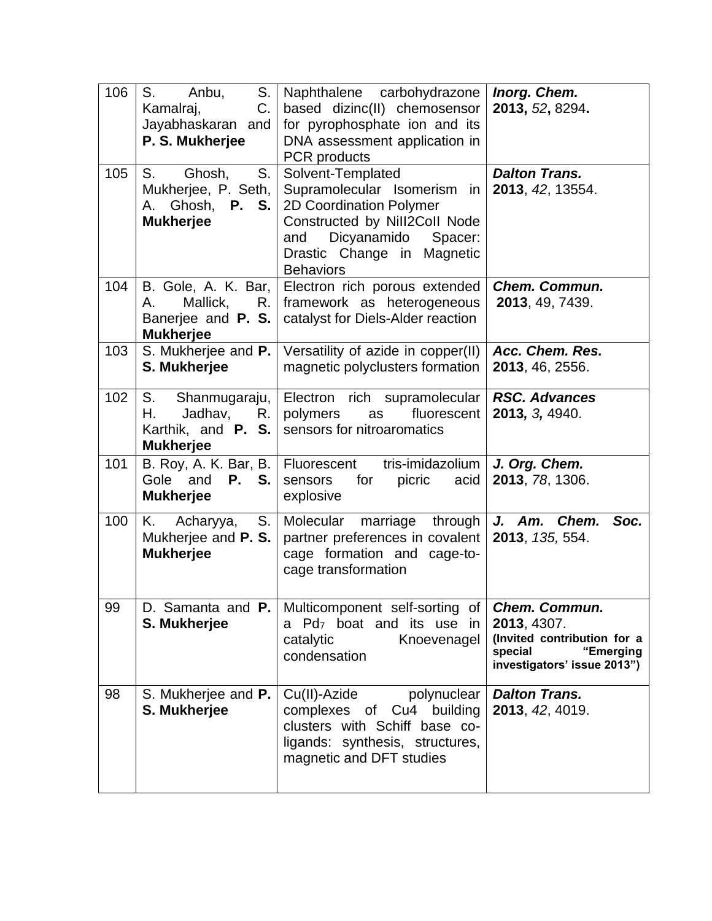| 106 | S. Anbu, S. Kamalraj, C. Jayabhaskaran and **P. S. Mukherjee** | Naphthalene carbohydrazone based dizinc(II) chemosensor for pyrophosphate ion and its DNA assessment application in PCR products | ***Inorg. Chem.*** **2013,** *52***,** 8294**.** |
|---|---|---|---|
| 105 | S. Ghosh, S. Mukherjee, P. Seth, A. Ghosh, **P. S. Mukherjee** | Solvent-Templated Supramolecular Isomerism in 2D Coordination Polymer Constructed by NiII2CoII Node and Dicyanamido Spacer: Drastic Change in Magnetic Behaviors | ***Dalton Trans.*** **2013**, *42*, 13554. |
| 104 | B. Gole, A. K. Bar, A. Mallick, R. Banerjee and **P. S. Mukherjee** | Electron rich porous extended framework as heterogeneous catalyst for Diels-Alder reaction | ***Chem. Commun.*** **2013**, 49, 7439. |
| 103 | S. Mukherjee and **P. S. Mukherjee** | Versatility of azide in copper(II) magnetic polyclusters formation | ***Acc. Chem. Res.*** **2013**, 46, 2556. |
| 102 | S. Shanmugaraju, H. Jadhav, R. Karthik, and **P. S. Mukherjee** | Electron rich supramolecular polymers as fluorescent sensors for nitroaromatics | ***RSC. Advances*** **2013,** ***3,*** 4940. |
| 101 | B. Roy, A. K. Bar, B. Gole and **P. S. Mukherjee** | Fluorescent tris-imidazolium sensors for picric acid explosive | ***J. Org. Chem.*** **2013**, *78*, 1306. |
| 100 | K. Acharyya, S. Mukherjee and **P. S. Mukherjee** | Molecular marriage through partner preferences in covalent cage formation and cage-to-cage transformation | ***J. Am. Chem. Soc.*** **2013**, *135,* 554. |
| 99 | D. Samanta and **P. S. Mukherjee** | Multicomponent self-sorting of a $Pd_7$ boat and its use in catalytic Knoevenagel condensation | ***Chem. Commun.*** **2013**, 4307. **(Invited contribution for a special "Emerging investigators' issue 2013")** |
| 98 | S. Mukherjee and **P. S. Mukherjee** | Cu(II)-Azide polynuclear complexes of Cu4 building clusters with Schiff base co-ligands: synthesis, structures, magnetic and DFT studies | ***Dalton Trans.*** **2013**, *42*, 4019. |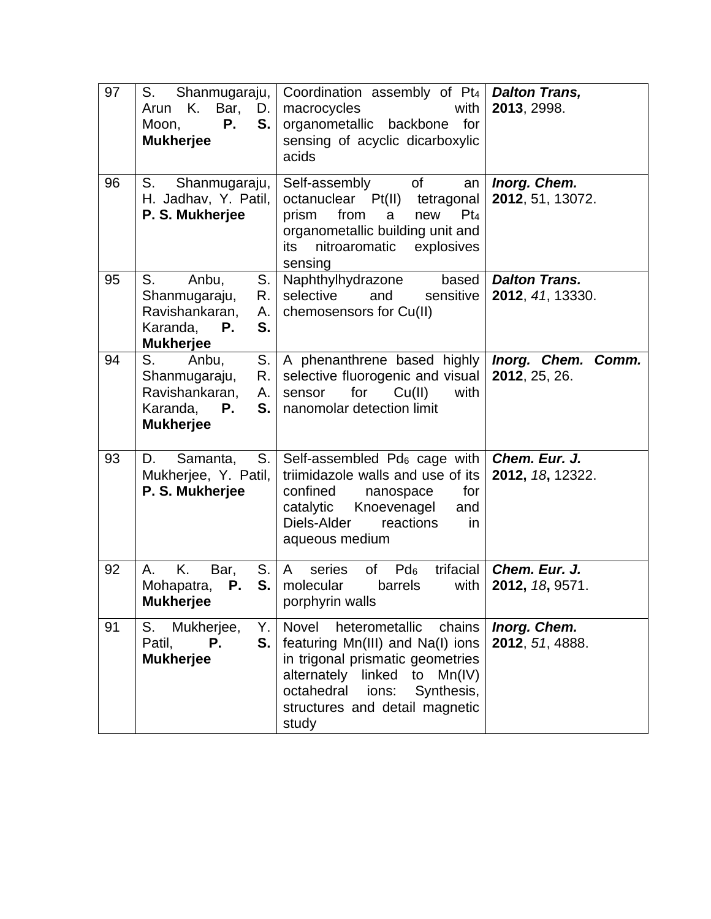| 97 | S. Shanmugaraju, Arun K. Bar, D. Moon, **P. S. Mukherjee** | Coordination assembly of $Pt_4$ macrocycles with organometallic backbone for sensing of acyclic dicarboxylic acids | ***Dalton Trans,*** **2013**, 2998. |
|---|---|---|---|
| 96 | S. Shanmugaraju, H. Jadhav, Y. Patil, **P. S. Mukherjee** | Self-assembly of an octanuclear Pt(II) tetragonal prism from a new $Pt_4$ organometallic building unit and its nitroaromatic explosives sensing | ***Inorg. Chem.*** **2012**, 51, 13072. |
| 95 | S. Anbu, S. Shanmugaraju, R. Ravishankaran, A. Karanda, **P. S. Mukherjee** | Naphthylhydrazone based selective and sensitive chemosensors for Cu(II) | ***Dalton Trans.*** **2012**, *41*, 13330. |
| 94 | S. Anbu, S. Shanmugaraju, R. Ravishankaran, A. Karanda, **P. S. Mukherjee** | A phenanthrene based highly selective fluorogenic and visual sensor for Cu(II) with nanomolar detection limit | ***Inorg. Chem. Comm.*** **2012**, 25, 26. |
| 93 | D. Samanta, S. Mukherjee, Y. Patil, **P. S. Mukherjee** | Self-assembled $Pd_6$ cage with triimidazole walls and use of its confined nanospace for catalytic Knoevenagel and Diels-Alder reactions in aqueous medium | ***Chem. Eur. J.*** **2012,** *18***,** 12322. |
| 92 | A. K. Bar, S. Mohapatra, **P. S. Mukherjee** | A series of $Pd_6$ trifacial molecular barrels with porphyrin walls | ***Chem. Eur. J.*** **2012,** *18***,** 9571. |
| 91 | S. Mukherjee, Y. Patil, **P. S. Mukherjee** | Novel heterometallic chains featuring Mn(III) and Na(I) ions in trigonal prismatic geometries alternately linked to Mn(IV) octahedral ions: Synthesis, structures and detail magnetic study | ***Inorg. Chem.*** **2012**, *51*, 4888. |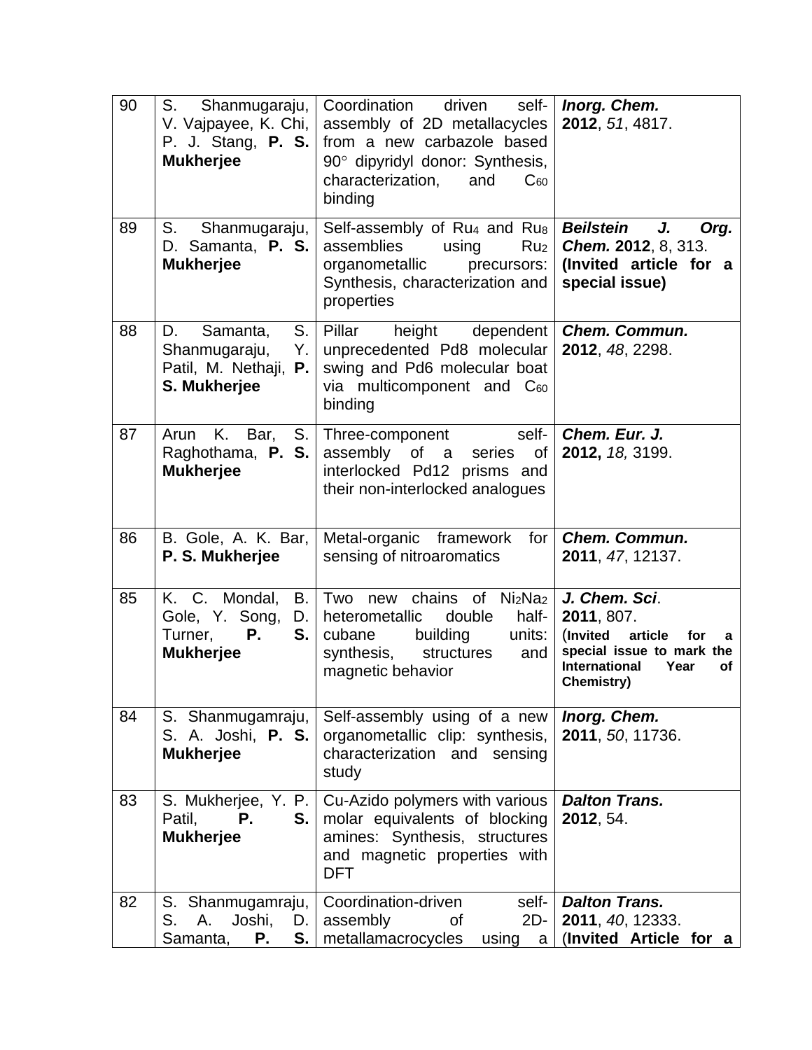| 90 | S. Shanmugaraju, V. Vajpayee, K. Chi, P. J. Stang, **P. S. Mukherjee** | Coordination driven self-assembly of 2D metallacycles from a new carbazole based 90° dipyridyl donor: Synthesis, characterization, and $C_{60}$ binding | ***Inorg. Chem.*** **2012**, *51*, 4817. |
|---|---|---|---|
| 89 | S. Shanmugaraju, D. Samanta, **P. S. Mukherjee** | Self-assembly of $Ru_4$ and $Ru_8$ assemblies using $Ru_2$ organometallic precursors: Synthesis, characterization and properties | ***Beilstein J. Org. Chem.*** **2012**, 8, 313. **(Invited article for a special issue)** |
| 88 | D. Samanta, S. Shanmugaraju, Y. Patil, M. Nethaji, **P. S. Mukherjee** | Pillar height dependent unprecedented Pd8 molecular swing and Pd6 molecular boat via multicomponent and $C_{60}$ binding | ***Chem. Commun.*** **2012**, *48*, 2298. |
| 87 | Arun K. Bar, S. Raghothama, **P. S. Mukherjee** | Three-component self-assembly of a series of interlocked Pd12 prisms and their non-interlocked analogues | ***Chem. Eur. J.*** **2012,** *18,* 3199. |
| 86 | B. Gole, A. K. Bar, **P. S. Mukherjee** | Metal-organic framework for sensing of nitroaromatics | ***Chem. Commun.*** **2011**, *47*, 12137. |
| 85 | K. C. Mondal, B. Gole, Y. Song, D. Turner, **P. S. Mukherjee** | Two new chains of $Ni_2Na_2$ heterometallic double half-cubane building units: synthesis, structures and magnetic behavior | ***J. Chem. Sci***. **2011**, 807. (**Invited article for a special issue to mark the International Year of Chemistry)** |
| 84 | S. Shanmugamraju, S. A. Joshi, **P. S. Mukherjee** | Self-assembly using of a new organometallic clip: synthesis, characterization and sensing study | ***Inorg. Chem.*** **2011**, *50*, 11736. |
| 83 | S. Mukherjee, Y. P. Patil, **P. S. Mukherjee** | Cu-Azido polymers with various molar equivalents of blocking amines: Synthesis, structures and magnetic properties with DFT | ***Dalton Trans.*** **2012**, 54. |
| 82 | S. Shanmugamraju, S. A. Joshi, D. Samanta, **P. S.** | Coordination-driven self-assembly of 2D-metallamacrocycles using a | ***Dalton Trans.*** **2011**, *40*, 12333. (**Invited Article for a** |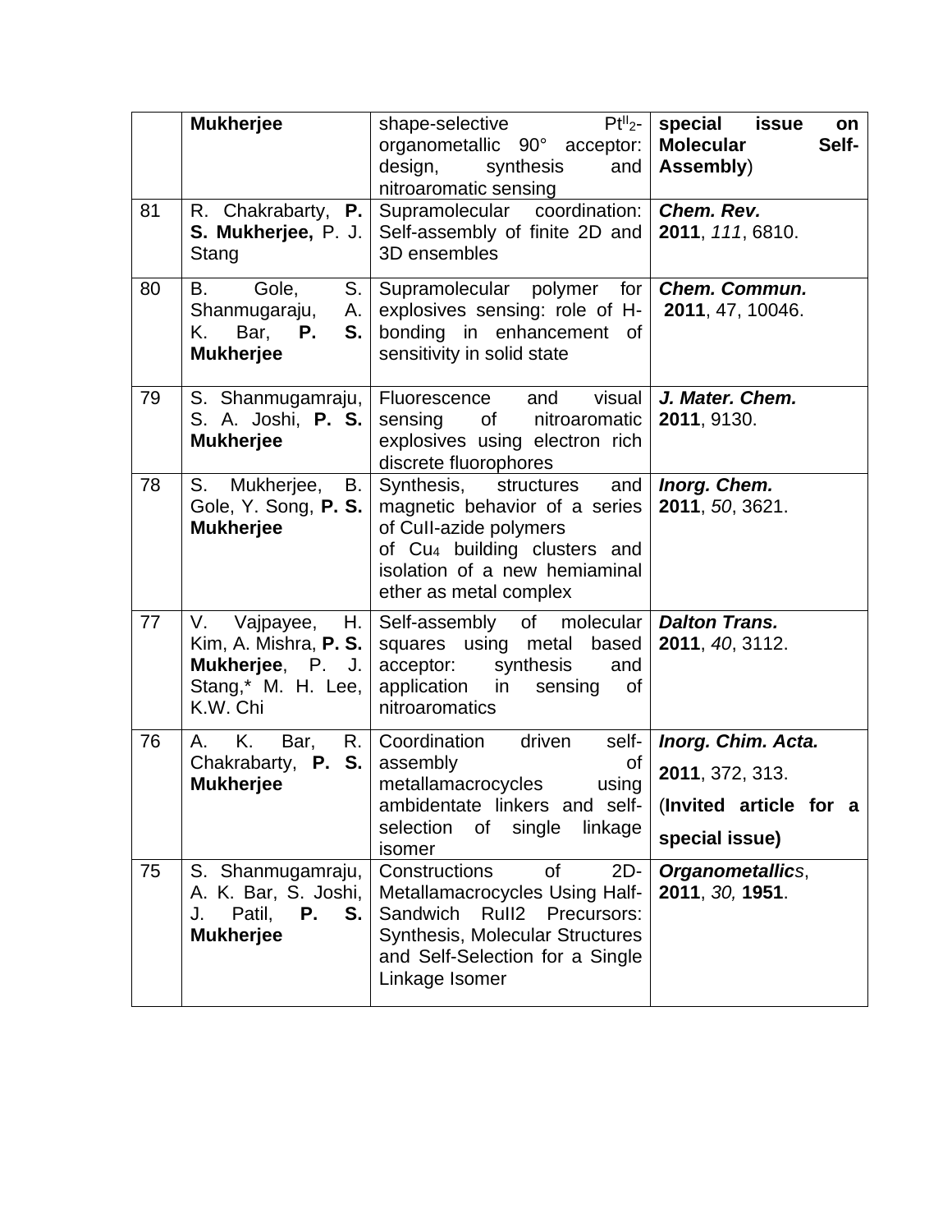|  | **Mukherjee** | shape-selective $Pt^{II}_2$-organometallic 90° acceptor: design, synthesis and nitroaromatic sensing | **special issue on Molecular Self-Assembly**) |
|---|---|---|---|
| 81 | R. Chakrabarty, **P. S. Mukherjee,** P. J. Stang | Supramolecular coordination: Self-assembly of finite 2D and 3D ensembles | ***Chem. Rev.*** **2011**, *111*, 6810. |
| 80 | B. Gole, S. Shanmugaraju, A. K. Bar, **P. S. Mukherjee** | Supramolecular polymer for explosives sensing: role of H-bonding in enhancement of sensitivity in solid state | ***Chem. Commun.*** **2011**, 47, 10046. |
| 79 | S. Shanmugamraju, S. A. Joshi, **P. S. Mukherjee** | Fluorescence and visual sensing of nitroaromatic explosives using electron rich discrete fluorophores | ***J. Mater. Chem.*** **2011**, 9130. |
| 78 | S. Mukherjee, B. Gole, Y. Song, **P. S. Mukherjee** | Synthesis, structures and magnetic behavior of a series of CuII-azide polymers of $Cu_4$ building clusters and isolation of a new hemiaminal ether as metal complex | ***Inorg. Chem.*** **2011**, *50*, 3621. |
| 77 | V. Vajpayee, H. Kim, A. Mishra, **P. S. Mukherjee**, P. J. Stang,* M. H. Lee, K.W. Chi | Self-assembly of molecular squares using metal based acceptor: synthesis and application in sensing of nitroaromatics | ***Dalton Trans.*** **2011**, *40*, 3112. |
| 76 | A. K. Bar, R. Chakrabarty, **P. S. Mukherjee** | Coordination driven self-assembly of metallamacrocycles using ambidentate linkers and self-selection of single linkage isomer | ***Inorg. Chim. Acta.*** **2011**, 372, 313. (**Invited article for a special issue)** |
| 75 | S. Shanmugamraju, A. K. Bar, S. Joshi, J. Patil, **P. S. Mukherjee** | Constructions of 2D-Metallamacrocycles Using Half-Sandwich RuII2 Precursors: Synthesis, Molecular Structures and Self-Selection for a Single Linkage Isomer | ***Organometallic*****s**, **2011**, *30,* **1951**. |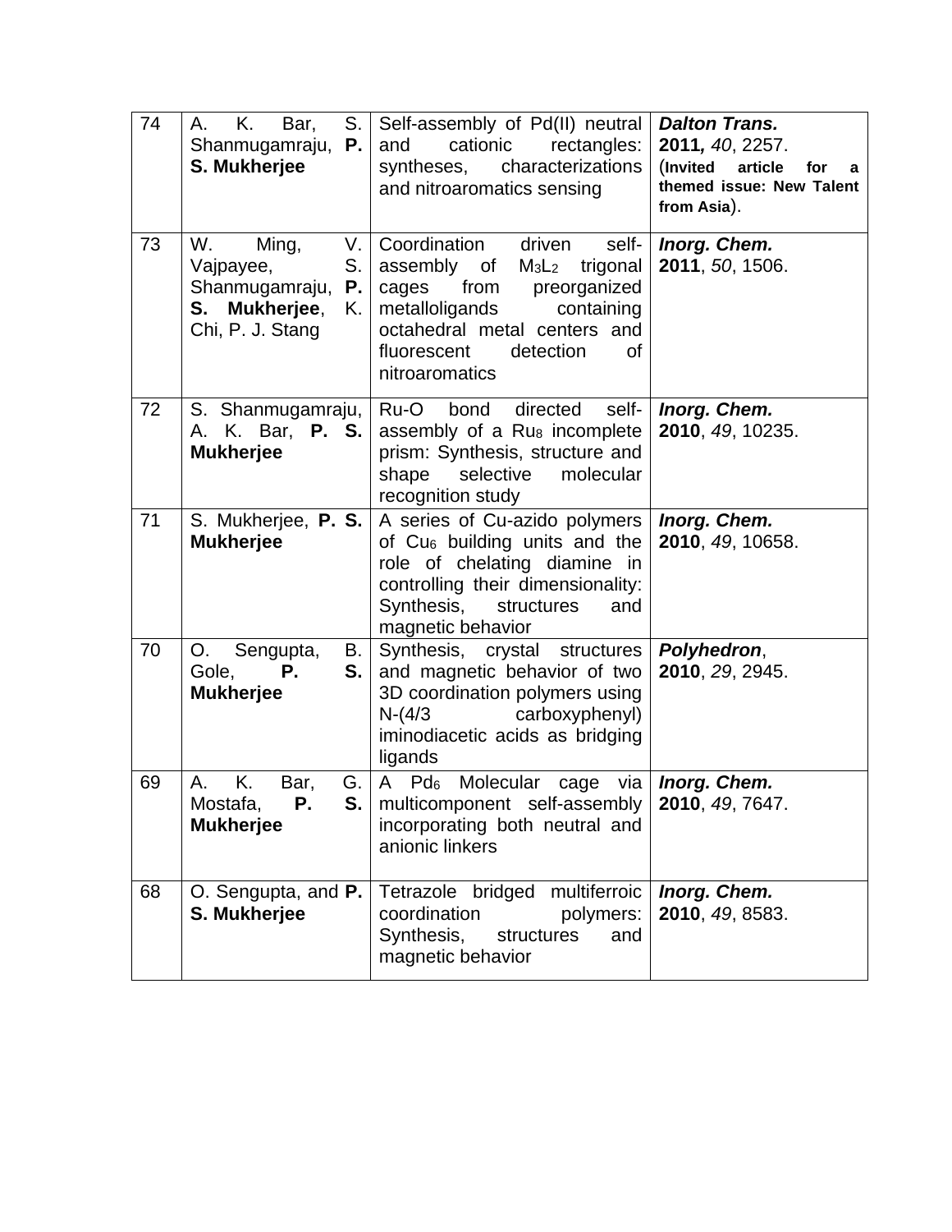| 74 | A. K. Bar, S. Shanmugamraju, **P. S. Mukherjee** | Self-assembly of Pd(II) neutral and cationic rectangles: syntheses, characterizations and nitroaromatics sensing | ***Dalton Trans.*** **2011,** *40*, 2257. (**Invited article for a themed issue: New Talent from Asia**). |
|---|---|---|---|
| 73 | W. Ming, V. Vajpayee, S. Shanmugamraju, **P. S. Mukherjee**, K. Chi, P. J. Stang | Coordination driven self-assembly of $M_3L_2$ trigonal cages from preorganized metalloligands containing octahedral metal centers and fluorescent detection of nitroaromatics | ***Inorg. Chem.*** **2011**, *50*, 1506. |
| 72 | S. Shanmugamraju, A. K. Bar, **P. S. Mukherjee** | Ru-O bond directed self-assembly of a $Ru_8$ incomplete prism: Synthesis, structure and shape selective molecular recognition study | ***Inorg. Chem.*** **2010**, *49*, 10235. |
| 71 | S. Mukherjee, **P. S. Mukherjee** | A series of Cu-azido polymers of $Cu_6$ building units and the role of chelating diamine in controlling their dimensionality: Synthesis, structures and magnetic behavior | ***Inorg. Chem.*** **2010**, *49*, 10658. |
| 70 | O. Sengupta, B. Gole, **P. S. Mukherjee** | Synthesis, crystal structures and magnetic behavior of two 3D coordination polymers using N-(4/3 carboxyphenyl) iminodiacetic acids as bridging ligands | ***Polyhedron***, **2010**, *29*, 2945. |
| 69 | A. K. Bar, G. Mostafa, **P. S. Mukherjee** | A $Pd_6$ Molecular cage via multicomponent self-assembly incorporating both neutral and anionic linkers | ***Inorg. Chem.*** **2010**, *49*, 7647. |
| 68 | O. Sengupta, and **P. S. Mukherjee** | Tetrazole bridged multiferroic coordination polymers: Synthesis, structures and magnetic behavior | ***Inorg. Chem.*** **2010**, *49*, 8583. |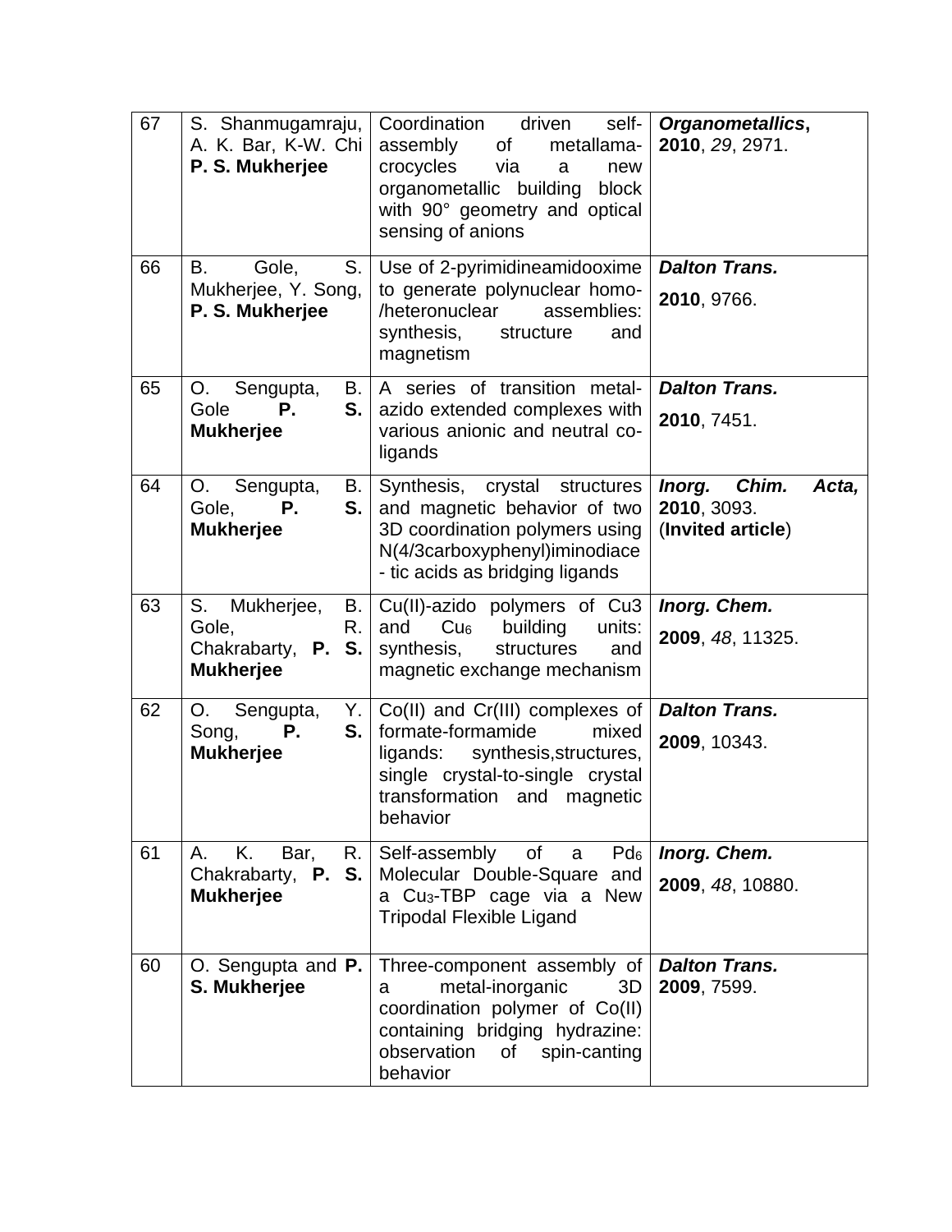| 67 | S. Shanmugamraju, A. K. Bar, K-W. Chi **P. S. Mukherjee** | Coordination driven self-assembly of metallama-crocycles via a new organometallic building block with 90° geometry and optical sensing of anions | ***Organometallics*****,** **2010**, *29*, 2971. |
|---|---|---|---|
| 66 | B. Gole, S. Mukherjee, Y. Song, **P. S. Mukherjee** | Use of 2-pyrimidineamidooxime to generate polynuclear homo-/heteronuclear assemblies: synthesis, structure and magnetism | ***Dalton Trans.*** **2010**, 9766. |
| 65 | O. Sengupta, B. Gole **P. S. Mukherjee** | A series of transition metal-azido extended complexes with various anionic and neutral co-ligands | ***Dalton Trans.*** **2010**, 7451. |
| 64 | O. Sengupta, B. Gole, **P. S. Mukherjee** | Synthesis, crystal structures and magnetic behavior of two 3D coordination polymers using N(4/3carboxyphenyl)iminodiace - tic acids as bridging ligands | ***Inorg. Chim. Acta,*** **2010**, 3093. (**Invited article**) |
| 63 | S. Mukherjee, B. Gole, R. Chakrabarty, **P. S. Mukherjee** | Cu(II)-azido polymers of Cu3 and $Cu_6$ building units: synthesis, structures and magnetic exchange mechanism | ***Inorg. Chem.*** **2009**, *48*, 11325. |
| 62 | O. Sengupta, Y. Song, **P. S. Mukherjee** | Co(II) and Cr(III) complexes of formate-formamide mixed ligands: synthesis,structures, single crystal-to-single crystal transformation and magnetic behavior | ***Dalton Trans.*** **2009**, 10343. |
| 61 | A. K. Bar, R. Chakrabarty, **P. S. Mukherjee** | Self-assembly of a $Pd_6$ Molecular Double-Square and a $Cu_3$-TBP cage via a New Tripodal Flexible Ligand | ***Inorg. Chem.*** **2009**, *48*, 10880. |
| 60 | O. Sengupta and **P. S. Mukherjee** | Three-component assembly of a metal-inorganic 3D coordination polymer of Co(II) containing bridging hydrazine: observation of spin-canting behavior | ***Dalton Trans.*** **2009**, 7599. |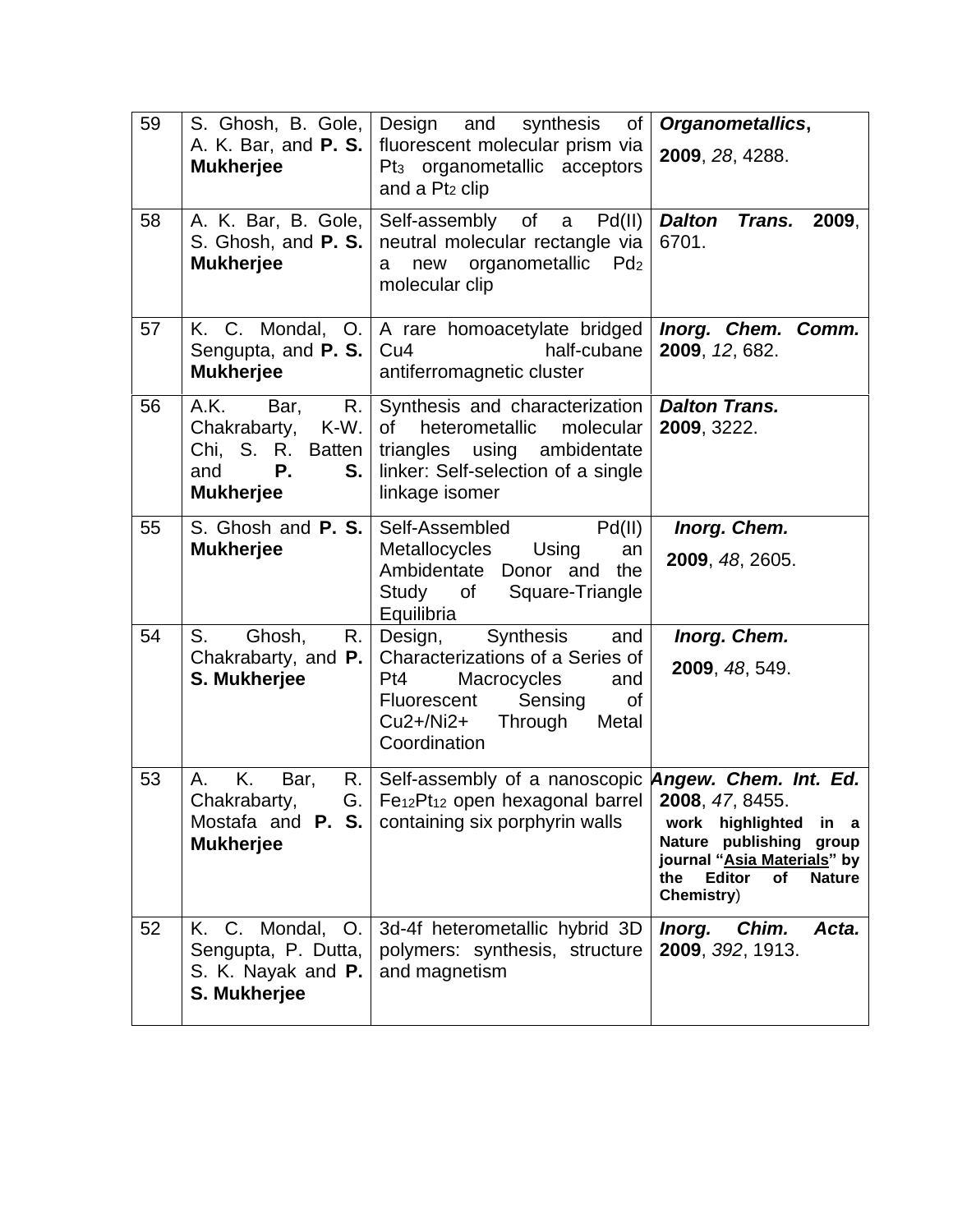| 59 | S. Ghosh, B. Gole, A. K. Bar, and **P. S. Mukherjee** | Design and synthesis of fluorescent molecular prism via $Pt_3$ organometallic acceptors and a $Pt_2$ clip | ***Organometallics***, **2009**, *28*, 4288. |
|---|---|---|---|
| 58 | A. K. Bar, B. Gole, S. Ghosh, and **P. S. Mukherjee** | Self-assembly of a Pd(II) neutral molecular rectangle via a new organometallic $Pd_2$ molecular clip | ***Dalton Trans.*** **2009**, 6701. |
| 57 | K. C. Mondal, O. Sengupta, and **P. S. Mukherjee** | A rare homoacetylate bridged Cu4 half-cubane antiferromagnetic cluster | ***Inorg. Chem. Comm.*** **2009**, *12*, 682. |
| 56 | A.K. Bar, R. Chakrabarty, K-W. Chi, S. R. Batten and **P. S. Mukherjee** | Synthesis and characterization of heterometallic molecular triangles using ambidentate linker: Self-selection of a single linkage isomer | ***Dalton Trans.*** **2009**, 3222. |
| 55 | S. Ghosh and **P. S. Mukherjee** | Self-Assembled Pd(II) Metallocycles Using an Ambidentate Donor and the Study of Square-Triangle Equilibria | ***Inorg. Chem.*** **2009**, *48*, 2605. |
| 54 | S. Ghosh, R. Chakrabarty, and **P. S. Mukherjee** | Design, Synthesis and Characterizations of a Series of Pt4 Macrocycles and Fluorescent Sensing of Cu2+/Ni2+ Through Metal Coordination | ***Inorg. Chem.*** **2009**, *48*, 549. |
| 53 | A. K. Bar, R. Chakrabarty, G. Mostafa and **P. S. Mukherjee** | Self-assembly of a nanoscopic $Fe_{12}Pt_{12}$ open hexagonal barrel containing six porphyrin walls | ***Angew. Chem. Int. Ed.*** **2008**, *47*, 8455. **work highlighted in a Nature publishing group journal "Asia Materials" by the Editor of Nature Chemistry**) |
| 52 | K. C. Mondal, O. Sengupta, P. Dutta, S. K. Nayak and **P. S. Mukherjee** | 3d-4f heterometallic hybrid 3D polymers: synthesis, structure and magnetism | ***Inorg. Chim. Acta.*** **2009**, *392*, 1913. |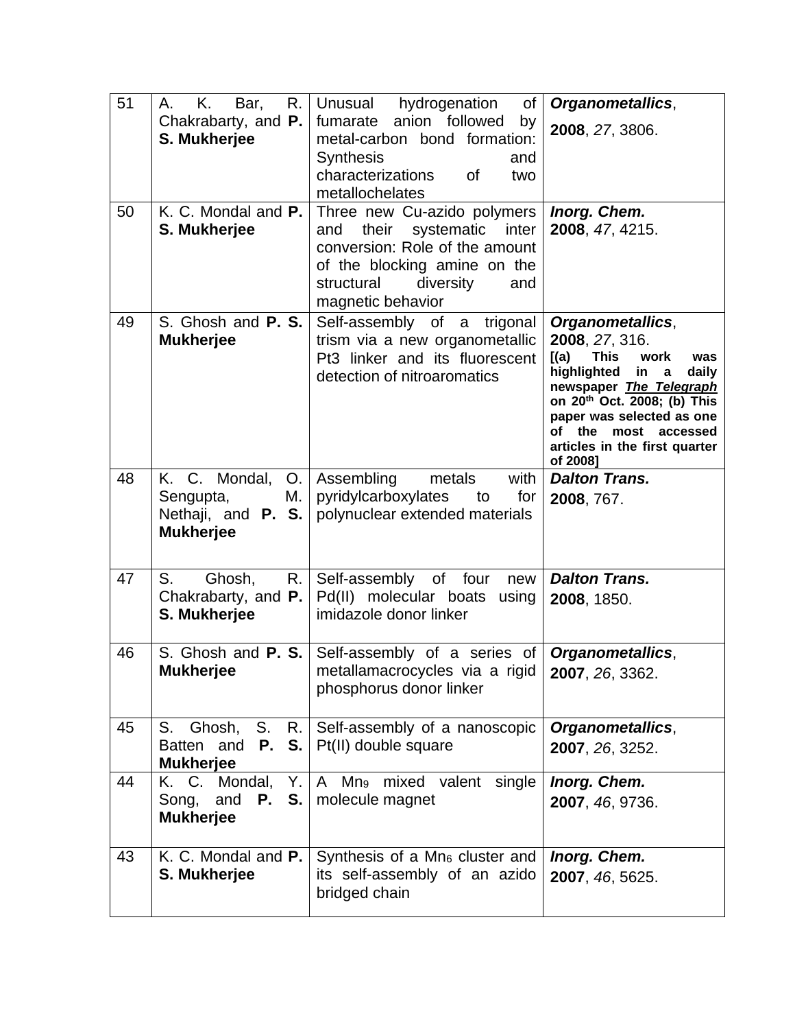| 51 | A. K. Bar, R. Chakrabarty, and **P. S. Mukherjee** | Unusual hydrogenation of fumarate anion followed by metal-carbon bond formation: Synthesis and characterizations of two metallochelates | ***Organometallics***, **2008**, *27*, 3806. |
|---|---|---|---|
| 50 | K. C. Mondal and **P. S. Mukherjee** | Three new Cu-azido polymers and their systematic inter conversion: Role of the amount of the blocking amine on the structural diversity and magnetic behavior | ***Inorg. Chem.*** **2008**, *47*, 4215. |
| 49 | S. Ghosh and **P. S. Mukherjee** | Self-assembly of a trigonal trism via a new organometallic Pt3 linker and its fluorescent detection of nitroaromatics | ***Organometallics***, **2008**, *27*, 316. **[(a) This work was highlighted in a daily newspaper *The Telegraph* on 20th Oct. 2008; (b) This paper was selected as one of the most accessed articles in the first quarter of 2008]** |
| 48 | K. C. Mondal, O. Sengupta, M. Nethaji, and **P. S. Mukherjee** | Assembling metals with pyridylcarboxylates to for polynuclear extended materials | ***Dalton Trans.*** **2008**, 767. |
| 47 | S. Ghosh, R. Chakrabarty, and **P. S. Mukherjee** | Self-assembly of four new Pd(II) molecular boats using imidazole donor linker | ***Dalton Trans.*** **2008**, 1850. |
| 46 | S. Ghosh and **P. S. Mukherjee** | Self-assembly of a series of metallamacrocycles via a rigid phosphorus donor linker | ***Organometallics***, **2007**, *26*, 3362. |
| 45 | S. Ghosh, S. R. Batten and **P. S. Mukherjee** | Self-assembly of a nanoscopic Pt(II) double square | ***Organometallics***, **2007**, *26*, 3252. |
| 44 | K. C. Mondal, Y. Song, and **P. S. Mukherjee** | A $Mn_9$ mixed valent single molecule magnet | ***Inorg. Chem.*** **2007**, *46*, 9736. |
| 43 | K. C. Mondal and **P. S. Mukherjee** | Synthesis of a $Mn_6$ cluster and its self-assembly of an azido bridged chain | ***Inorg. Chem.*** **2007**, *46*, 5625. |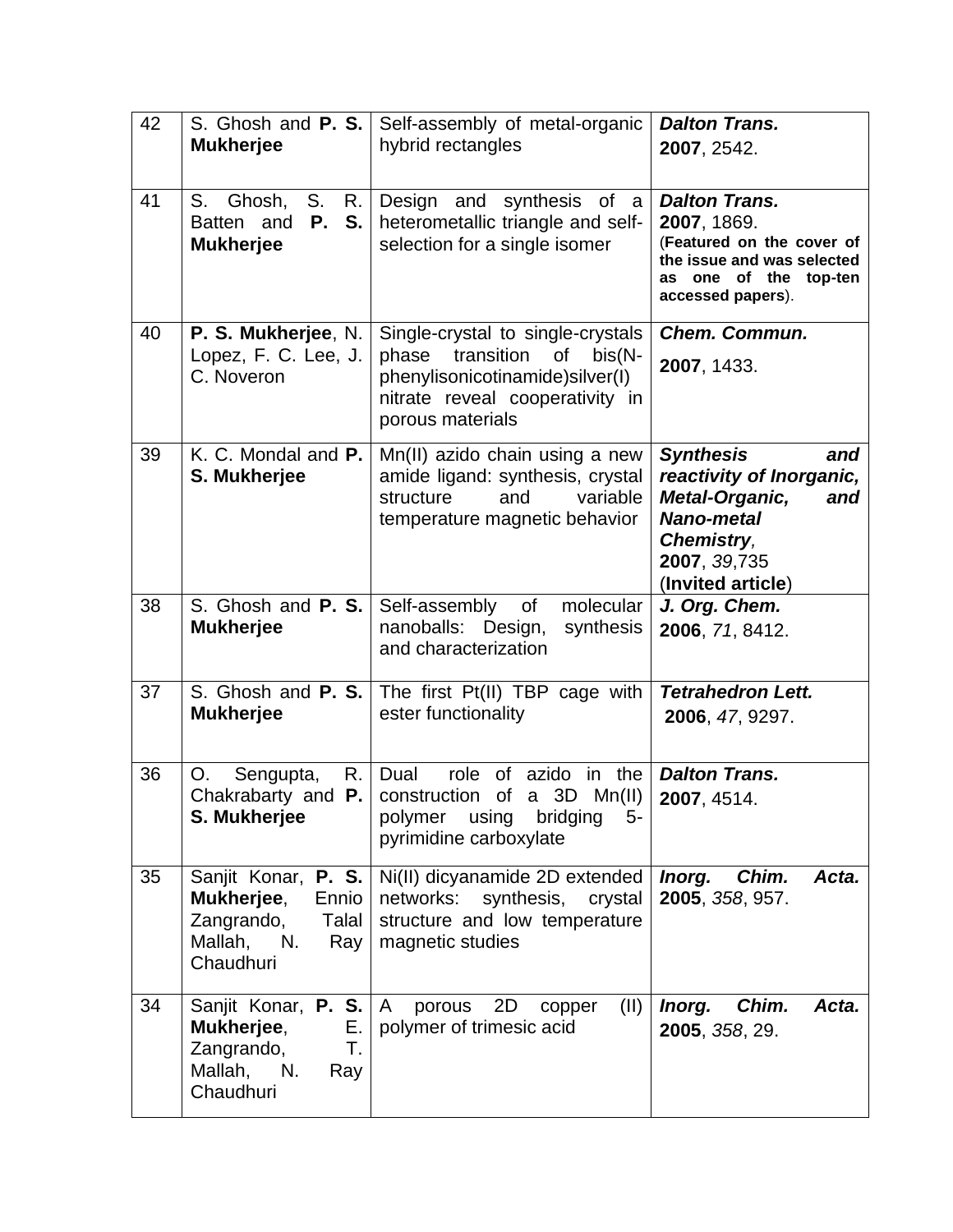| 42 | S. Ghosh and **P. S. Mukherjee** | Self-assembly of metal-organic hybrid rectangles | ***Dalton Trans.*** **2007**, 2542. |
|---|---|---|---|
| 41 | S. Ghosh, S. R. Batten and **P. S. Mukherjee** | Design and synthesis of a heterometallic triangle and self-selection for a single isomer | ***Dalton Trans.*** **2007**, 1869. (**Featured on the cover of the issue and was selected as one of the top-ten accessed papers**). |
| 40 | **P. S. Mukherjee**, N. Lopez, F. C. Lee, J. C. Noveron | Single-crystal to single-crystals phase transition of bis(N-phenylisonicotinamide)silver(I) nitrate reveal cooperativity in porous materials | ***Chem. Commun.*** **2007**, 1433. |
| 39 | K. C. Mondal and **P. S. Mukherjee** | Mn(II) azido chain using a new amide ligand: synthesis, crystal structure and variable temperature magnetic behavior | ***Synthesis and reactivity of Inorganic, Metal-Organic, and Nano-metal Chemistry***, **2007**, *39*, 735 (**Invited article**) |
| 38 | S. Ghosh and **P. S. Mukherjee** | Self-assembly of molecular nanoballs: Design, synthesis and characterization | ***J. Org. Chem.*** **2006**, *71*, 8412. |
| 37 | S. Ghosh and **P. S. Mukherjee** | The first Pt(II) TBP cage with ester functionality | ***Tetrahedron Lett.*** **2006**, *47*, 9297. |
| 36 | O. Sengupta, R. Chakrabarty and **P. S. Mukherjee** | Dual role of azido in the construction of a 3D Mn(II) polymer using bridging 5-pyrimidine carboxylate | ***Dalton Trans.*** **2007**, 4514. |
| 35 | Sanjit Konar, **P. S. Mukherjee**, Ennio Zangrando, Talal Mallah, N. Ray Chaudhuri | Ni(II) dicyanamide 2D extended networks: synthesis, crystal structure and low temperature magnetic studies | ***Inorg. Chim. Acta.*** **2005**, *358*, 957. |
| 34 | Sanjit Konar, **P. S. Mukherjee**, E. Zangrando, T. Mallah, N. Ray Chaudhuri | A porous 2D copper (II) polymer of trimesic acid | ***Inorg. Chim. Acta.*** **2005**, *358*, 29. |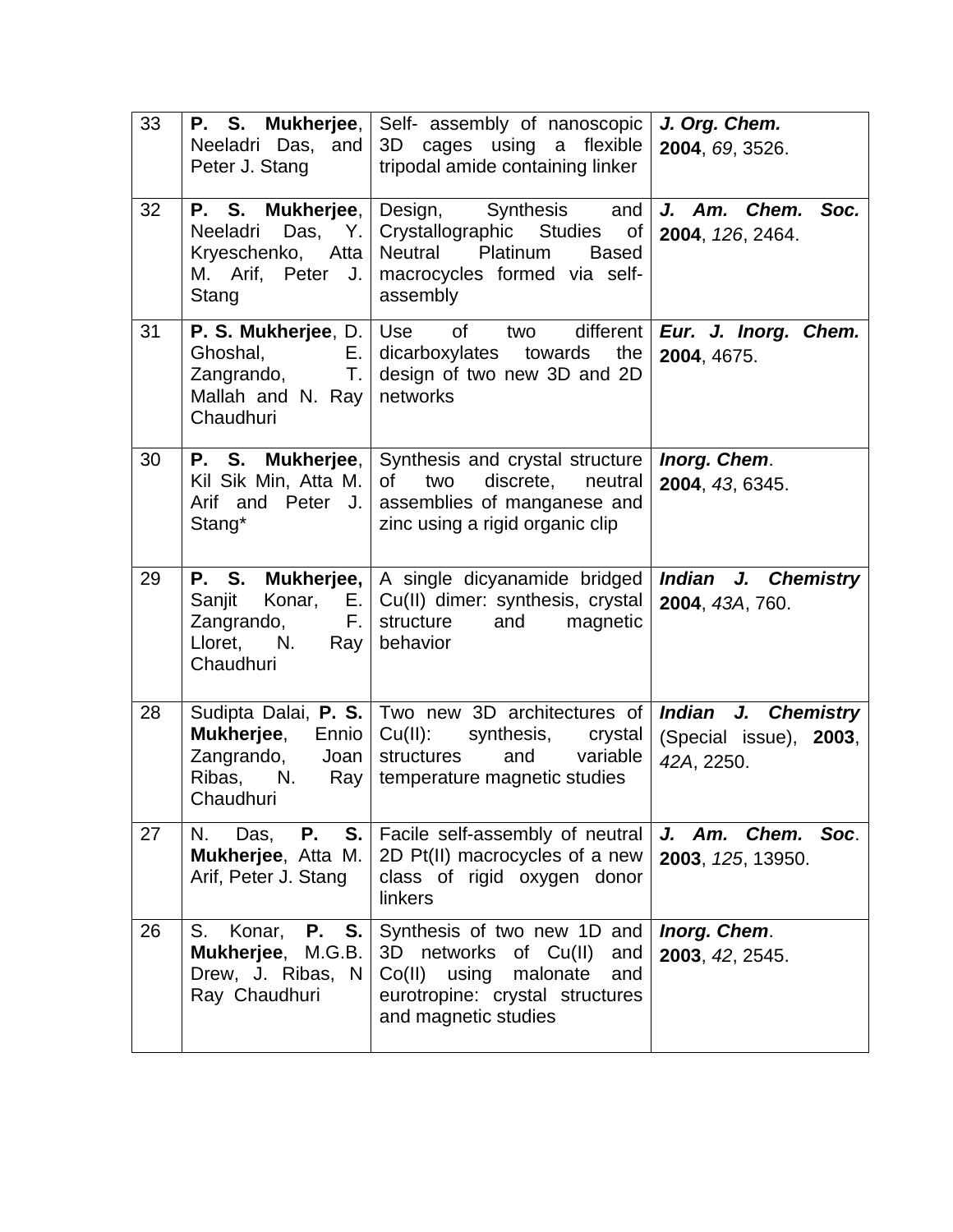| 33 | **P. S. Mukherjee**, Neeladri Das, and Peter J. Stang | Self- assembly of nanoscopic 3D cages using a flexible tripodal amide containing linker | ***J. Org. Chem.*** **2004**, *69*, 3526. |
|---|---|---|---|
| 32 | **P. S. Mukherjee**, Neeladri Das, Y. Kryeschenko, Atta M. Arif, Peter J. Stang | Design, Synthesis and Crystallographic Studies of Neutral Platinum Based macrocycles formed via self-assembly | ***J. Am. Chem. Soc.*** **2004**, *126*, 2464. |
| 31 | **P. S. Mukherjee**, D. Ghoshal, E. Zangrando, T. Mallah and N. Ray Chaudhuri | Use of two different dicarboxylates towards the design of two new 3D and 2D networks | ***Eur. J. Inorg. Chem.*** **2004**, 4675. |
| 30 | **P. S. Mukherjee**, Kil Sik Min, Atta M. Arif and Peter J. Stang* | Synthesis and crystal structure of two discrete, neutral assemblies of manganese and zinc using a rigid organic clip | ***Inorg. Chem***. **2004**, *43*, 6345. |
| 29 | **P. S. Mukherjee,** Sanjit Konar, E. Zangrando, F. Lloret, N. Ray Chaudhuri | A single dicyanamide bridged Cu(II) dimer: synthesis, crystal structure and magnetic behavior | ***Indian J. Chemistry*** **2004**, *43A*, 760. |
| 28 | Sudipta Dalai, **P. S. Mukherjee**, Ennio Zangrando, Joan Ribas, N. Ray Chaudhuri | Two new 3D architectures of Cu(II): synthesis, crystal structures and variable temperature magnetic studies | ***Indian J. Chemistry*** (Special issue), **2003**, *42A*, 2250. |
| 27 | N. Das, **P. S. Mukherjee**, Atta M. Arif, Peter J. Stang | Facile self-assembly of neutral 2D Pt(II) macrocycles of a new class of rigid oxygen donor linkers | ***J. Am. Chem. Soc***. **2003**, *125*, 13950. |
| 26 | S. Konar, **P. S. Mukherjee**, M.G.B. Drew, J. Ribas, N Ray Chaudhuri | Synthesis of two new 1D and 3D networks of Cu(II) and Co(II) using malonate and eurotropine: crystal structures and magnetic studies | ***Inorg. Chem***. **2003**, *42*, 2545. |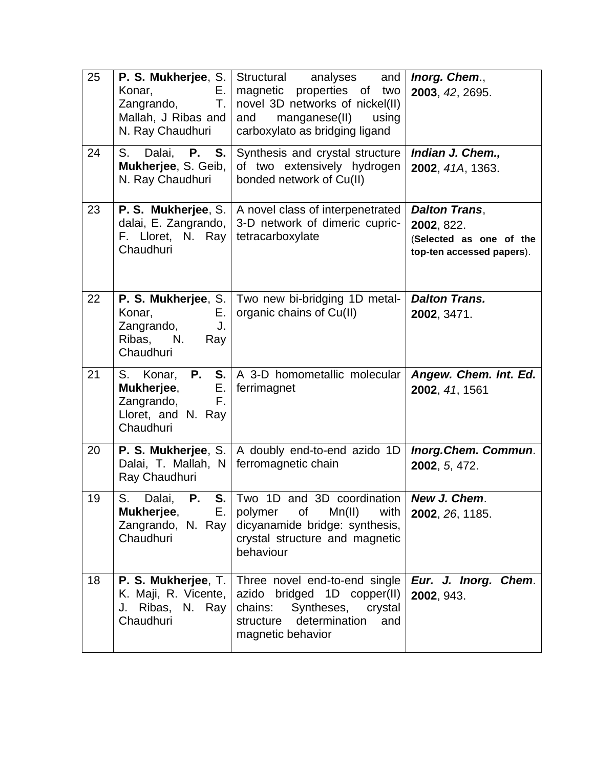| 25 | **P. S. Mukherjee**, S. Konar, E. Zangrando, T. Mallah, J Ribas and N. Ray Chaudhuri | Structural analyses and magnetic properties of two novel 3D networks of nickel(II) and manganese(II) using carboxylato as bridging ligand | ***Inorg. Chem***., **2003**, *42*, 2695. |
|---|---|---|---|
| 24 | S. Dalai, **P. S. Mukherjee**, S. Geib, N. Ray Chaudhuri | Synthesis and crystal structure of two extensively hydrogen bonded network of Cu(II) | ***Indian J. Chem.,*** **2002**, *41A*, 1363. |
| 23 | **P. S. Mukherjee**, S. dalai, E. Zangrando, F. Lloret, N. Ray Chaudhuri | A novel class of interpenetrated 3-D network of dimeric cupric-tetracarboxylate | ***Dalton Trans***, **2002**, 822. (**Selected as one of the top-ten accessed papers**). |
| 22 | **P. S. Mukherjee**, S. Konar, E. Zangrando, J. Ribas, N. Ray Chaudhuri | Two new bi-bridging 1D metal-organic chains of Cu(II) | ***Dalton Trans.*** **2002**, 3471. |
| 21 | S. Konar, **P. S. Mukherjee**, E. Zangrando, F. Lloret, and N. Ray Chaudhuri | A 3-D homometallic molecular ferrimagnet | ***Angew. Chem. Int. Ed.*** **2002**, *41*, 1561 |
| 20 | **P. S. Mukherjee**, S. Dalai, T. Mallah, N Ray Chaudhuri | A doubly end-to-end azido 1D ferromagnetic chain | ***Inorg.Chem. Commun***. **2002**, *5*, 472. |
| 19 | S. Dalai, **P. S. Mukherjee**, E. Zangrando, N. Ray Chaudhuri | Two 1D and 3D coordination polymer of Mn(II) with dicyanamide bridge: synthesis, crystal structure and magnetic behaviour | ***New J. Chem***. **2002**, *26*, 1185. |
| 18 | **P. S. Mukherjee**, T. K. Maji, R. Vicente, J. Ribas, N. Ray Chaudhuri | Three novel end-to-end single azido bridged 1D copper(II) chains: Syntheses, crystal structure determination and magnetic behavior | ***Eur. J. Inorg. Chem***. **2002**, 943. |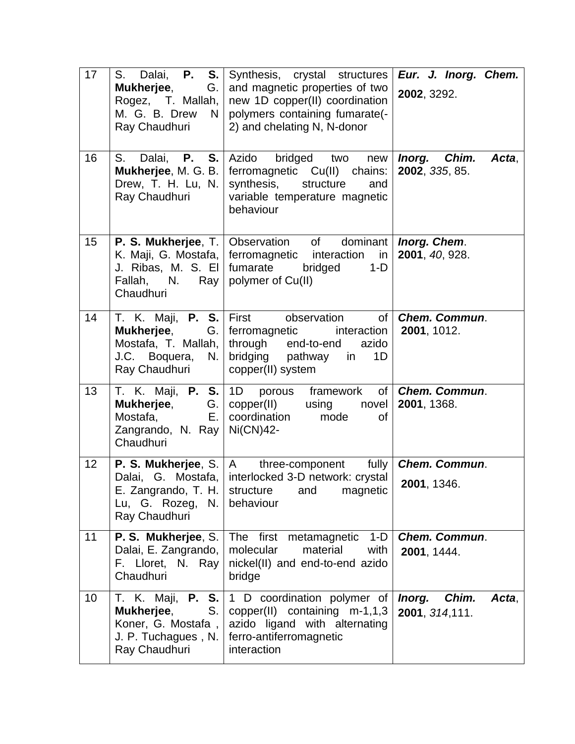| 17 | S. Dalai, **P. S. Mukherjee**, G. Rogez, T. Mallah, M. G. B. Drew N Ray Chaudhuri | Synthesis, crystal structures and magnetic properties of two new 1D copper(II) coordination polymers containing fumarate(-2) and chelating N, N-donor | ***Eur. J. Inorg. Chem.*** **2002**, 3292. |
|---|---|---|---|
| 16 | S. Dalai, **P. S. Mukherjee**, M. G. B. Drew, T. H. Lu, N. Ray Chaudhuri | Azido bridged two new ferromagnetic Cu(II) chains: synthesis, structure and variable temperature magnetic behaviour | ***Inorg. Chim. Acta***, **2002**, *335*, 85. |
| 15 | **P. S. Mukherjee**, T. K. Maji, G. Mostafa, J. Ribas, M. S. El Fallah, N. Ray Chaudhuri | Observation of dominant ferromagnetic interaction in fumarate bridged 1-D polymer of Cu(II) | ***Inorg. Chem***. **2001**, *40*, 928. |
| 14 | T. K. Maji, **P. S. Mukherjee**, G. Mostafa, T. Mallah, J.C. Boquera, N. Ray Chaudhuri | First observation of ferromagnetic interaction through end-to-end azido bridging pathway in 1D copper(II) system | ***Chem. Commun***. **2001**, 1012. |
| 13 | T. K. Maji, **P. S. Mukherjee**, G. Mostafa, E. Zangrando, N. Ray Chaudhuri | 1D porous framework of copper(II) using novel coordination mode of Ni(CN)42- | ***Chem. Commun***. **2001**, 1368. |
| 12 | **P. S. Mukherjee**, S. Dalai, G. Mostafa, E. Zangrando, T. H. Lu, G. Rozeg, N. Ray Chaudhuri | A three-component fully interlocked 3-D network: crystal structure and magnetic behaviour | ***Chem. Commun***. **2001**, 1346. |
| 11 | **P. S. Mukherjee**, S. Dalai, E. Zangrando, F. Lloret, N. Ray Chaudhuri | The first metamagnetic 1-D molecular material with nickel(II) and end-to-end azido bridge | ***Chem. Commun***. **2001**, 1444. |
| 10 | T. K. Maji, **P. S. Mukherjee**, S. Koner, G. Mostafa , J. P. Tuchagues , N. Ray Chaudhuri | 1 D coordination polymer of copper(II) containing m-1,1,3 azido ligand with alternating ferro-antiferromagnetic interaction | ***Inorg. Chim. Acta***, **2001**, *314*,111. |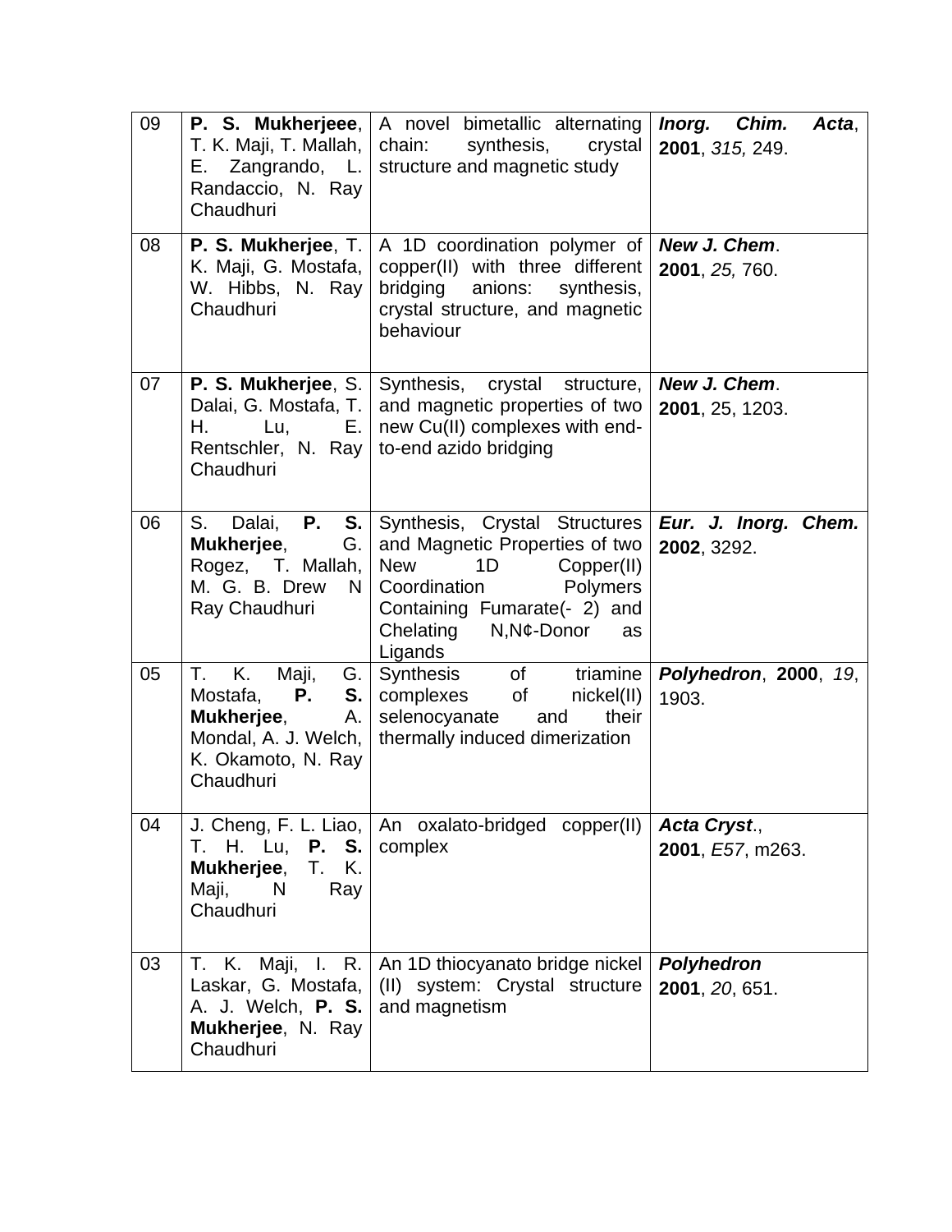| | | | |
|---|---|---|---|
| 09 | **P. S. Mukherjeee**, T. K. Maji, T. Mallah, E. Zangrando, L. Randaccio, N. Ray Chaudhuri | A novel bimetallic alternating chain: synthesis, crystal structure and magnetic study | ***Inorg. Chim. Acta***, **2001**, *315,* 249. |
| 08 | **P. S. Mukherjee**, T. K. Maji, G. Mostafa, W. Hibbs, N. Ray Chaudhuri | A 1D coordination polymer of copper(II) with three different bridging anions: synthesis, crystal structure, and magnetic behaviour | ***New J. Chem***. **2001**, *25,* 760. |
| 07 | **P. S. Mukherjee**, S. Dalai, G. Mostafa, T. H. Lu, E. Rentschler, N. Ray Chaudhuri | Synthesis, crystal structure, and magnetic properties of two new Cu(II) complexes with end-to-end azido bridging | ***New J. Chem***. **2001**, 25, 1203. |
| 06 | S. Dalai, **P. S. Mukherjee**, G. Rogez, T. Mallah, M. G. B. Drew N Ray Chaudhuri | Synthesis, Crystal Structures and Magnetic Properties of two New 1D Copper(II) Coordination Polymers Containing Fumarate(- 2) and Chelating N,N¢-Donor as Ligands | ***Eur. J. Inorg. Chem.*** **2002**, 3292. |
| 05 | T. K. Maji, G. Mostafa, **P. S. Mukherjee**, A. Mondal, A. J. Welch, K. Okamoto, N. Ray Chaudhuri | Synthesis of triamine complexes of nickel(II) selenocyanate and their thermally induced dimerization | ***Polyhedron***, **2000**, *19*, 1903. |
| 04 | J. Cheng, F. L. Liao, T. H. Lu, **P. S. Mukherjee**, T. K. Maji, N Ray Chaudhuri | An oxalato-bridged copper(II) complex | ***Acta Cryst***., **2001**, *E57*, m263. |
| 03 | T. K. Maji, I. R. Laskar, G. Mostafa, A. J. Welch, **P. S. Mukherjee**, N. Ray Chaudhuri | An 1D thiocyanato bridge nickel (II) system: Crystal structure and magnetism | ***Polyhedron*** **2001**, *20*, 651. |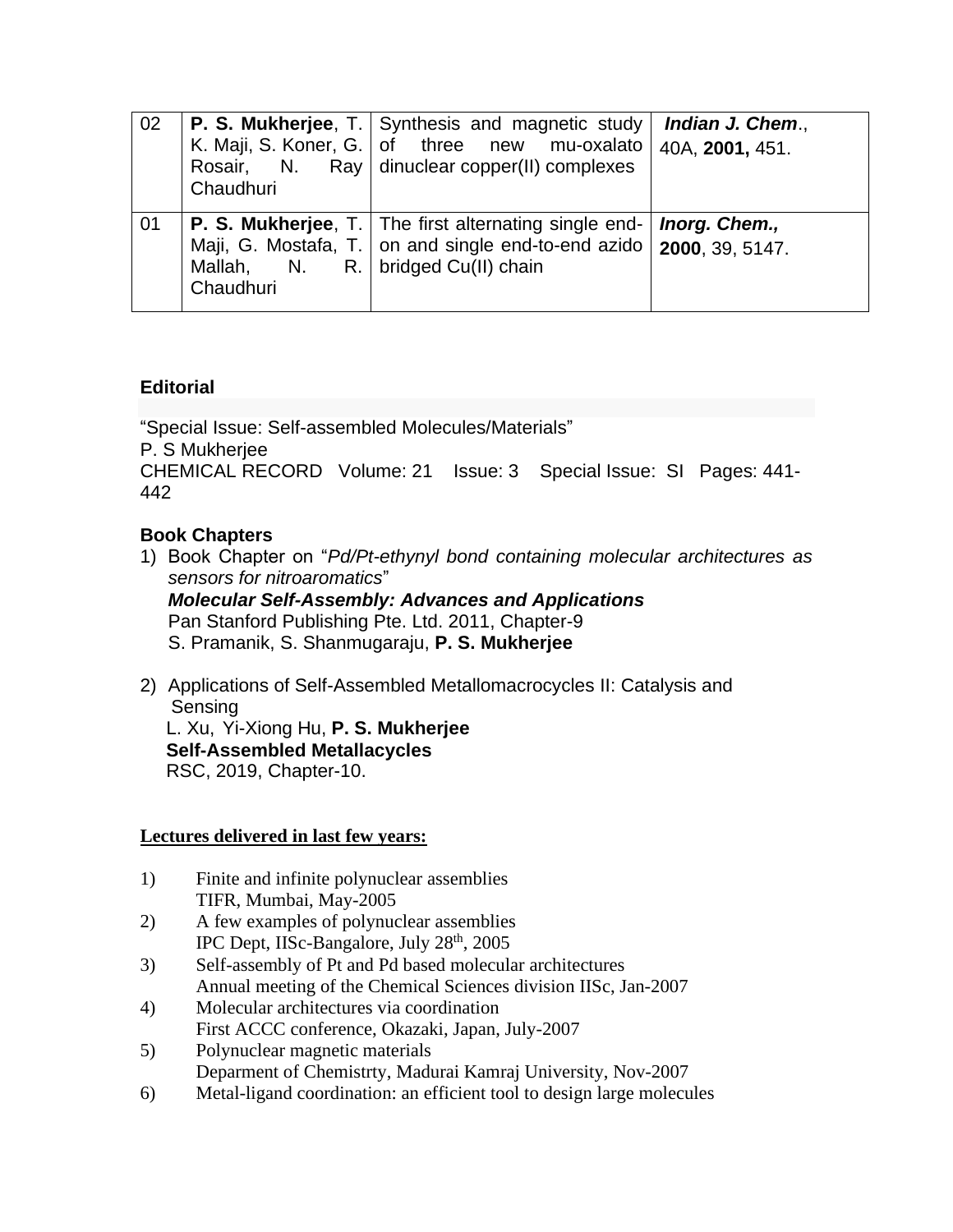| | | | |
|---|---|---|---|
| 02 | **P. S. Mukherjee**, T. K. Maji, S. Koner, G. Rosair, N. Ray Chaudhuri | Synthesis and magnetic study of three new mu-oxalato dinuclear copper(II) complexes | ***Indian J. Chem***., 40A, **2001,** 451. |
| 01 | **P. S. Mukherjee**, T. Maji, G. Mostafa, T. Mallah, N. R. Chaudhuri | The first alternating single end-on and single end-to-end azido bridged Cu(II) chain | ***Inorg. Chem.,*** **2000**, 39, 5147. |

**Editorial**

"Special Issue: Self-assembled Molecules/Materials"
P. S Mukherjee
CHEMICAL RECORD Volume: 21 Issue: 3 Special Issue: SI Pages: 441-442

**Book Chapters**

1) Book Chapter on "*Pd/Pt-ethynyl bond containing molecular architectures as sensors for nitroaromatics*"
   ***Molecular Self-Assembly: Advances and Applications***
   Pan Stanford Publishing Pte. Ltd. 2011, Chapter-9
   S. Pramanik, S. Shanmugaraju, **P. S. Mukherjee**

2) Applications of Self-Assembled Metallomacrocycles II: Catalysis and Sensing
   L. Xu, Yi-Xiong Hu, **P. S. Mukherjee**
   **Self-Assembled Metallacycles**
   RSC, 2019, Chapter-10.

**Lectures delivered in last few years:**

1) Finite and infinite polynuclear assemblies
   TIFR, Mumbai, May-2005
2) A few examples of polynuclear assemblies
   IPC Dept, IISc-Bangalore, July 28th, 2005
3) Self-assembly of Pt and Pd based molecular architectures
   Annual meeting of the Chemical Sciences division IISc, Jan-2007
4) Molecular architectures via coordination
   First ACCC conference, Okazaki, Japan, July-2007
5) Polynuclear magnetic materials
   Deparment of Chemistrty, Madurai Kamraj University, Nov-2007
6) Metal-ligand coordination: an efficient tool to design large molecules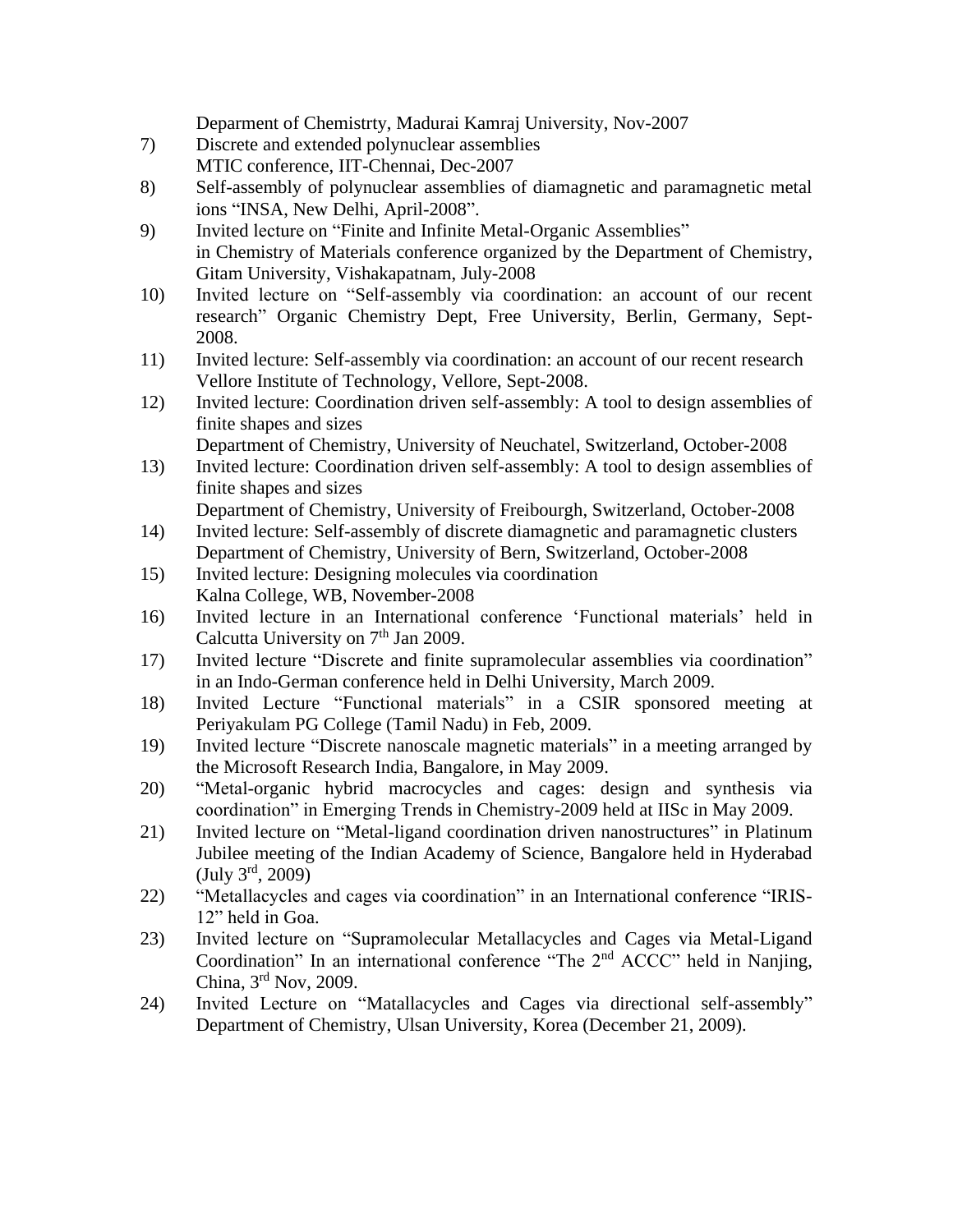Deparment of Chemistrty, Madurai Kamraj University, Nov-2007

7) Discrete and extended polynuclear assemblies
MTIC conference, IIT-Chennai, Dec-2007

8) Self-assembly of polynuclear assemblies of diamagnetic and paramagnetic metal ions "INSA, New Delhi, April-2008".

9) Invited lecture on "Finite and Infinite Metal-Organic Assemblies"
in Chemistry of Materials conference organized by the Department of Chemistry, Gitam University, Vishakapatnam, July-2008

10) Invited lecture on "Self-assembly via coordination: an account of our recent research" Organic Chemistry Dept, Free University, Berlin, Germany, Sept-2008.

11) Invited lecture: Self-assembly via coordination: an account of our recent research
Vellore Institute of Technology, Vellore, Sept-2008.

12) Invited lecture: Coordination driven self-assembly: A tool to design assemblies of finite shapes and sizes
Department of Chemistry, University of Neuchatel, Switzerland, October-2008

13) Invited lecture: Coordination driven self-assembly: A tool to design assemblies of finite shapes and sizes
Department of Chemistry, University of Freibourgh, Switzerland, October-2008

14) Invited lecture: Self-assembly of discrete diamagnetic and paramagnetic clusters
Department of Chemistry, University of Bern, Switzerland, October-2008

15) Invited lecture: Designing molecules via coordination
Kalna College, WB, November-2008

16) Invited lecture in an International conference 'Functional materials' held in Calcutta University on 7th Jan 2009.

17) Invited lecture "Discrete and finite supramolecular assemblies via coordination" in an Indo-German conference held in Delhi University, March 2009.

18) Invited Lecture "Functional materials" in a CSIR sponsored meeting at Periyakulam PG College (Tamil Nadu) in Feb, 2009.

19) Invited lecture "Discrete nanoscale magnetic materials" in a meeting arranged by the Microsoft Research India, Bangalore, in May 2009.

20) "Metal-organic hybrid macrocycles and cages: design and synthesis via coordination" in Emerging Trends in Chemistry-2009 held at IISc in May 2009.

21) Invited lecture on "Metal-ligand coordination driven nanostructures" in Platinum Jubilee meeting of the Indian Academy of Science, Bangalore held in Hyderabad (July 3rd, 2009)

22) "Metallacycles and cages via coordination" in an International conference "IRIS-12" held in Goa.

23) Invited lecture on "Supramolecular Metallacycles and Cages via Metal-Ligand Coordination" In an international conference "The 2nd ACCC" held in Nanjing, China, 3rd Nov, 2009.

24) Invited Lecture on "Matallacycles and Cages via directional self-assembly" Department of Chemistry, Ulsan University, Korea (December 21, 2009).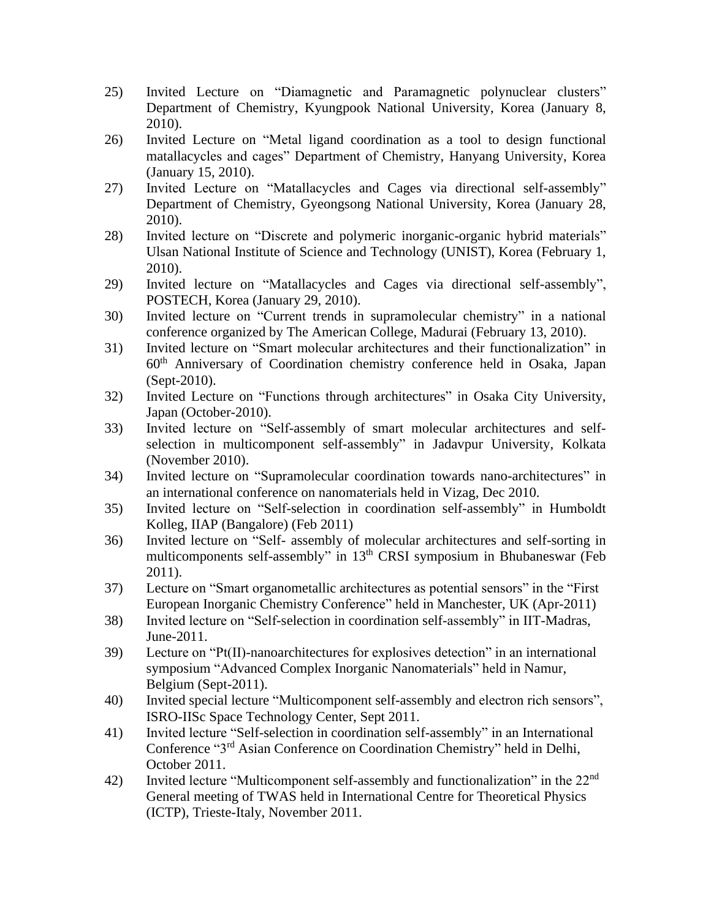25) Invited Lecture on "Diamagnetic and Paramagnetic polynuclear clusters" Department of Chemistry, Kyungpook National University, Korea (January 8, 2010).

26) Invited Lecture on "Metal ligand coordination as a tool to design functional matallacycles and cages" Department of Chemistry, Hanyang University, Korea (January 15, 2010).

27) Invited Lecture on "Matallacycles and Cages via directional self-assembly" Department of Chemistry, Gyeongsong National University, Korea (January 28, 2010).

28) Invited lecture on "Discrete and polymeric inorganic-organic hybrid materials" Ulsan National Institute of Science and Technology (UNIST), Korea (February 1, 2010).

29) Invited lecture on "Matallacycles and Cages via directional self-assembly", POSTECH, Korea (January 29, 2010).

30) Invited lecture on "Current trends in supramolecular chemistry" in a national conference organized by The American College, Madurai (February 13, 2010).

31) Invited lecture on "Smart molecular architectures and their functionalization" in 60th Anniversary of Coordination chemistry conference held in Osaka, Japan (Sept-2010).

32) Invited Lecture on "Functions through architectures" in Osaka City University, Japan (October-2010).

33) Invited lecture on "Self-assembly of smart molecular architectures and self-selection in multicomponent self-assembly" in Jadavpur University, Kolkata (November 2010).

34) Invited lecture on "Supramolecular coordination towards nano-architectures" in an international conference on nanomaterials held in Vizag, Dec 2010.

35) Invited lecture on "Self-selection in coordination self-assembly" in Humboldt Kolleg, IIAP (Bangalore) (Feb 2011)

36) Invited lecture on "Self- assembly of molecular architectures and self-sorting in multicomponents self-assembly" in 13th CRSI symposium in Bhubaneswar (Feb 2011).

37) Lecture on "Smart organometallic architectures as potential sensors" in the "First European Inorganic Chemistry Conference" held in Manchester, UK (Apr-2011)

38) Invited lecture on "Self-selection in coordination self-assembly" in IIT-Madras, June-2011.

39) Lecture on "Pt(II)-nanoarchitectures for explosives detection" in an international symposium "Advanced Complex Inorganic Nanomaterials" held in Namur, Belgium (Sept-2011).

40) Invited special lecture "Multicomponent self-assembly and electron rich sensors", ISRO-IISc Space Technology Center, Sept 2011.

41) Invited lecture "Self-selection in coordination self-assembly" in an International Conference "3rd Asian Conference on Coordination Chemistry" held in Delhi, October 2011.

42) Invited lecture "Multicomponent self-assembly and functionalization" in the 22nd General meeting of TWAS held in International Centre for Theoretical Physics (ICTP), Trieste-Italy, November 2011.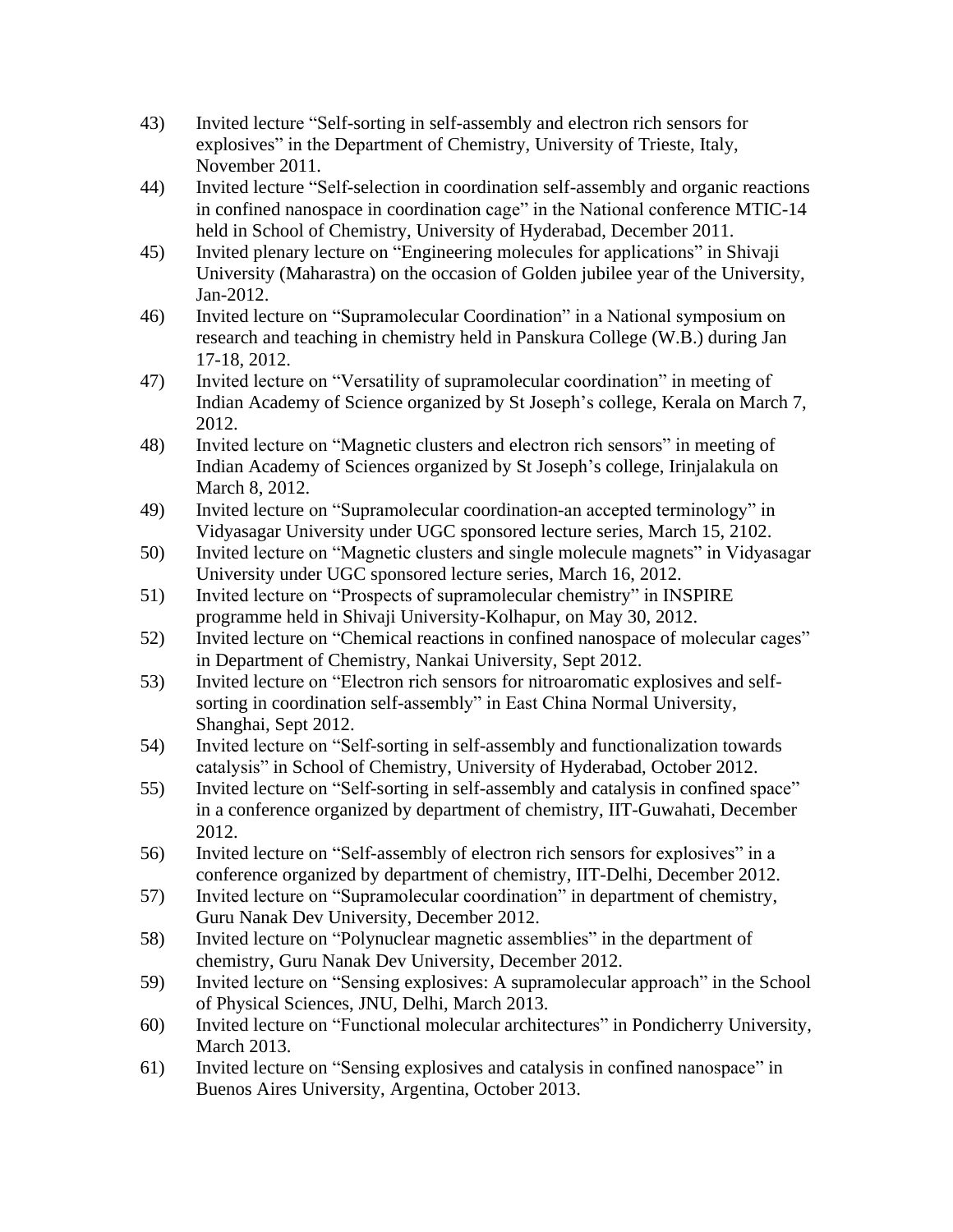43) Invited lecture "Self-sorting in self-assembly and electron rich sensors for explosives" in the Department of Chemistry, University of Trieste, Italy, November 2011.
44) Invited lecture "Self-selection in coordination self-assembly and organic reactions in confined nanospace in coordination cage" in the National conference MTIC-14 held in School of Chemistry, University of Hyderabad, December 2011.
45) Invited plenary lecture on "Engineering molecules for applications" in Shivaji University (Maharastra) on the occasion of Golden jubilee year of the University, Jan-2012.
46) Invited lecture on "Supramolecular Coordination" in a National symposium on research and teaching in chemistry held in Panskura College (W.B.) during Jan 17-18, 2012.
47) Invited lecture on "Versatility of supramolecular coordination" in meeting of Indian Academy of Science organized by St Joseph's college, Kerala on March 7, 2012.
48) Invited lecture on "Magnetic clusters and electron rich sensors" in meeting of Indian Academy of Sciences organized by St Joseph's college, Irinjalakula on March 8, 2012.
49) Invited lecture on "Supramolecular coordination-an accepted terminology" in Vidyasagar University under UGC sponsored lecture series, March 15, 2102.
50) Invited lecture on "Magnetic clusters and single molecule magnets" in Vidyasagar University under UGC sponsored lecture series, March 16, 2012.
51) Invited lecture on "Prospects of supramolecular chemistry" in INSPIRE programme held in Shivaji University-Kolhapur, on May 30, 2012.
52) Invited lecture on "Chemical reactions in confined nanospace of molecular cages" in Department of Chemistry, Nankai University, Sept 2012.
53) Invited lecture on "Electron rich sensors for nitroaromatic explosives and self-sorting in coordination self-assembly" in East China Normal University, Shanghai, Sept 2012.
54) Invited lecture on "Self-sorting in self-assembly and functionalization towards catalysis" in School of Chemistry, University of Hyderabad, October 2012.
55) Invited lecture on "Self-sorting in self-assembly and catalysis in confined space" in a conference organized by department of chemistry, IIT-Guwahati, December 2012.
56) Invited lecture on "Self-assembly of electron rich sensors for explosives" in a conference organized by department of chemistry, IIT-Delhi, December 2012.
57) Invited lecture on "Supramolecular coordination" in department of chemistry, Guru Nanak Dev University, December 2012.
58) Invited lecture on "Polynuclear magnetic assemblies" in the department of chemistry, Guru Nanak Dev University, December 2012.
59) Invited lecture on "Sensing explosives: A supramolecular approach" in the School of Physical Sciences, JNU, Delhi, March 2013.
60) Invited lecture on "Functional molecular architectures" in Pondicherry University, March 2013.
61) Invited lecture on "Sensing explosives and catalysis in confined nanospace" in Buenos Aires University, Argentina, October 2013.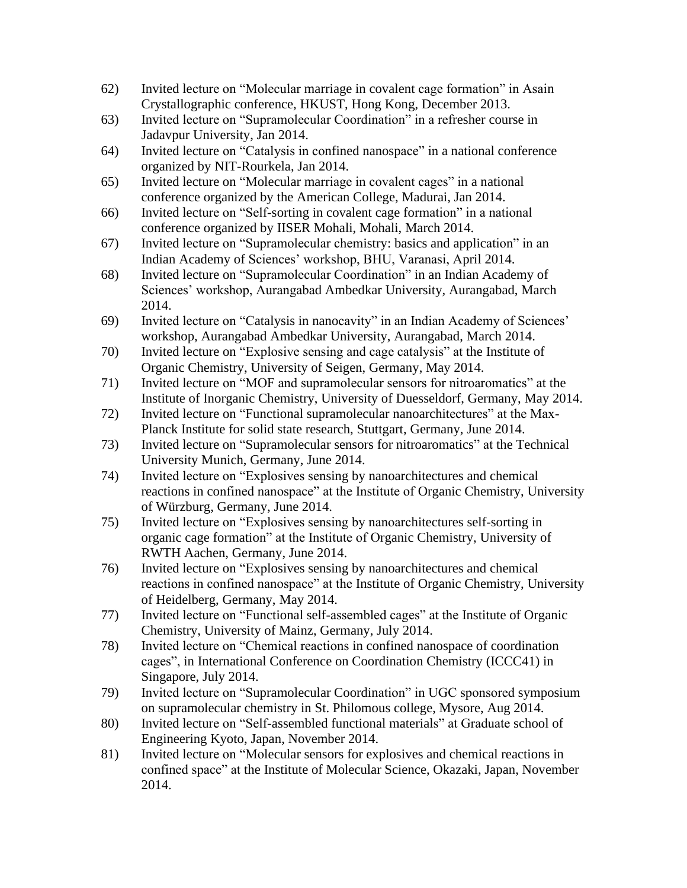62) Invited lecture on “Molecular marriage in covalent cage formation” in Asain Crystallographic conference, HKUST, Hong Kong, December 2013.
63) Invited lecture on “Supramolecular Coordination” in a refresher course in Jadavpur University, Jan 2014.
64) Invited lecture on “Catalysis in confined nanospace” in a national conference organized by NIT-Rourkela, Jan 2014.
65) Invited lecture on “Molecular marriage in covalent cages” in a national conference organized by the American College, Madurai, Jan 2014.
66) Invited lecture on “Self-sorting in covalent cage formation” in a national conference organized by IISER Mohali, Mohali, March 2014.
67) Invited lecture on “Supramolecular chemistry: basics and application” in an Indian Academy of Sciences’ workshop, BHU, Varanasi, April 2014.
68) Invited lecture on “Supramolecular Coordination” in an Indian Academy of Sciences’ workshop, Aurangabad Ambedkar University, Aurangabad, March 2014.
69) Invited lecture on “Catalysis in nanocavity” in an Indian Academy of Sciences’ workshop, Aurangabad Ambedkar University, Aurangabad, March 2014.
70) Invited lecture on “Explosive sensing and cage catalysis” at the Institute of Organic Chemistry, University of Seigen, Germany, May 2014.
71) Invited lecture on “MOF and supramolecular sensors for nitroaromatics” at the Institute of Inorganic Chemistry, University of Duesseldorf, Germany, May 2014.
72) Invited lecture on “Functional supramolecular nanoarchitectures” at the Max-Planck Institute for solid state research, Stuttgart, Germany, June 2014.
73) Invited lecture on “Supramolecular sensors for nitroaromatics” at the Technical University Munich, Germany, June 2014.
74) Invited lecture on “Explosives sensing by nanoarchitectures and chemical reactions in confined nanospace” at the Institute of Organic Chemistry, University of Würzburg, Germany, June 2014.
75) Invited lecture on “Explosives sensing by nanoarchitectures self-sorting in organic cage formation” at the Institute of Organic Chemistry, University of RWTH Aachen, Germany, June 2014.
76) Invited lecture on “Explosives sensing by nanoarchitectures and chemical reactions in confined nanospace” at the Institute of Organic Chemistry, University of Heidelberg, Germany, May 2014.
77) Invited lecture on “Functional self-assembled cages” at the Institute of Organic Chemistry, University of Mainz, Germany, July 2014.
78) Invited lecture on “Chemical reactions in confined nanospace of coordination cages”, in International Conference on Coordination Chemistry (ICCC41) in Singapore, July 2014.
79) Invited lecture on “Supramolecular Coordination” in UGC sponsored symposium on supramolecular chemistry in St. Philomous college, Mysore, Aug 2014.
80) Invited lecture on “Self-assembled functional materials” at Graduate school of Engineering Kyoto, Japan, November 2014.
81) Invited lecture on “Molecular sensors for explosives and chemical reactions in confined space” at the Institute of Molecular Science, Okazaki, Japan, November 2014.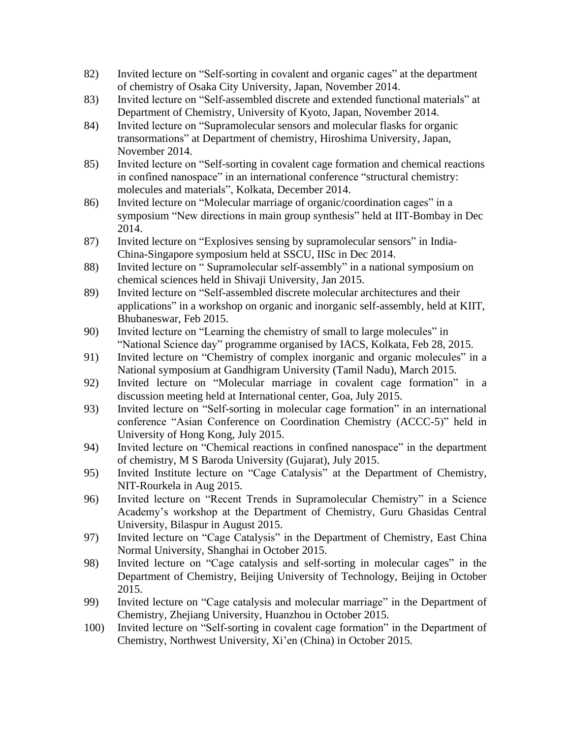82) Invited lecture on "Self-sorting in covalent and organic cages" at the department of chemistry of Osaka City University, Japan, November 2014.

83) Invited lecture on "Self-assembled discrete and extended functional materials" at Department of Chemistry, University of Kyoto, Japan, November 2014.

84) Invited lecture on "Supramolecular sensors and molecular flasks for organic transormations" at Department of chemistry, Hiroshima University, Japan, November 2014.

85) Invited lecture on "Self-sorting in covalent cage formation and chemical reactions in confined nanospace" in an international conference "structural chemistry: molecules and materials", Kolkata, December 2014.

86) Invited lecture on "Molecular marriage of organic/coordination cages" in a symposium "New directions in main group synthesis" held at IIT-Bombay in Dec 2014.

87) Invited lecture on "Explosives sensing by supramolecular sensors" in India-China-Singapore symposium held at SSCU, IISc in Dec 2014.

88) Invited lecture on " Supramolecular self-assembly" in a national symposium on chemical sciences held in Shivaji University, Jan 2015.

89) Invited lecture on "Self-assembled discrete molecular architectures and their applications" in a workshop on organic and inorganic self-assembly, held at KIIT, Bhubaneswar, Feb 2015.

90) Invited lecture on "Learning the chemistry of small to large molecules" in "National Science day" programme organised by IACS, Kolkata, Feb 28, 2015.

91) Invited lecture on "Chemistry of complex inorganic and organic molecules" in a National symposium at Gandhigram University (Tamil Nadu), March 2015.

92) Invited lecture on "Molecular marriage in covalent cage formation" in a discussion meeting held at International center, Goa, July 2015.

93) Invited lecture on "Self-sorting in molecular cage formation" in an international conference "Asian Conference on Coordination Chemistry (ACCC-5)" held in University of Hong Kong, July 2015.

94) Invited lecture on "Chemical reactions in confined nanospace" in the department of chemistry, M S Baroda University (Gujarat), July 2015.

95) Invited Institute lecture on "Cage Catalysis" at the Department of Chemistry, NIT-Rourkela in Aug 2015.

96) Invited lecture on "Recent Trends in Supramolecular Chemistry" in a Science Academy's workshop at the Department of Chemistry, Guru Ghasidas Central University, Bilaspur in August 2015.

97) Invited lecture on "Cage Catalysis" in the Department of Chemistry, East China Normal University, Shanghai in October 2015.

98) Invited lecture on "Cage catalysis and self-sorting in molecular cages" in the Department of Chemistry, Beijing University of Technology, Beijing in October 2015.

99) Invited lecture on "Cage catalysis and molecular marriage" in the Department of Chemistry, Zhejiang University, Huanzhou in October 2015.

100) Invited lecture on "Self-sorting in covalent cage formation" in the Department of Chemistry, Northwest University, Xi'en (China) in October 2015.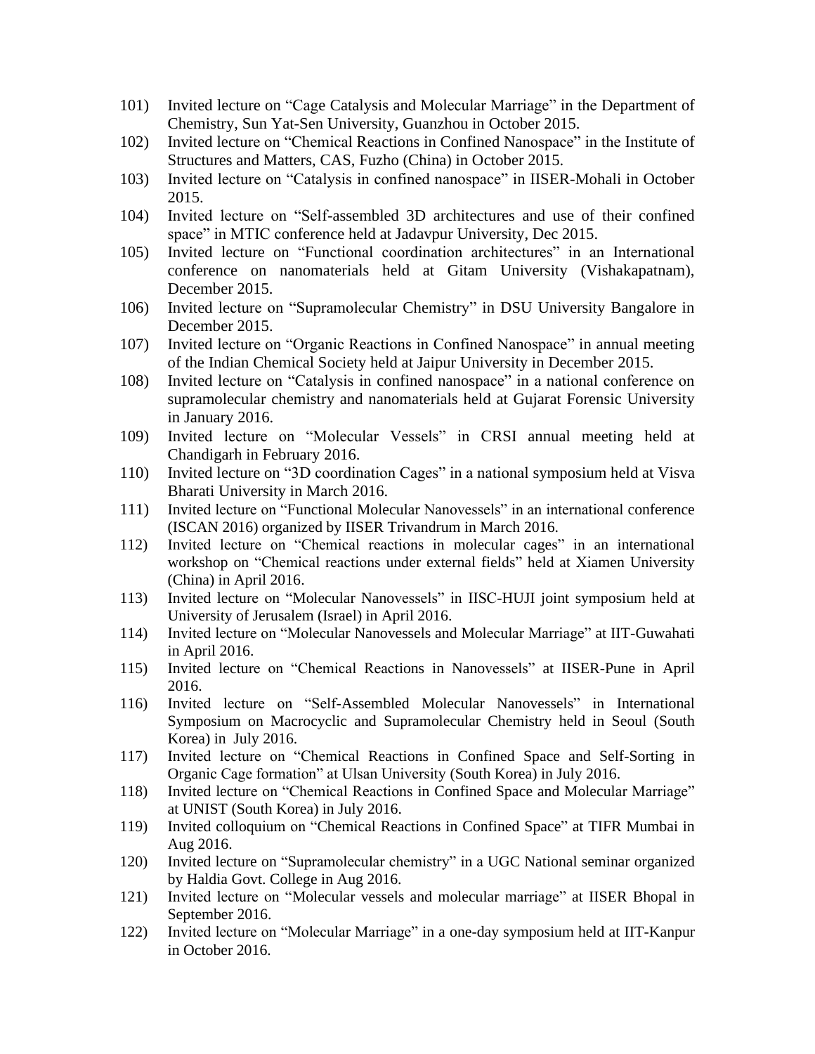101) Invited lecture on "Cage Catalysis and Molecular Marriage" in the Department of Chemistry, Sun Yat-Sen University, Guanzhou in October 2015.

102) Invited lecture on "Chemical Reactions in Confined Nanospace" in the Institute of Structures and Matters, CAS, Fuzho (China) in October 2015.

103) Invited lecture on "Catalysis in confined nanospace" in IISER-Mohali in October 2015.

104) Invited lecture on "Self-assembled 3D architectures and use of their confined space" in MTIC conference held at Jadavpur University, Dec 2015.

105) Invited lecture on "Functional coordination architectures" in an International conference on nanomaterials held at Gitam University (Vishakapatnam), December 2015.

106) Invited lecture on "Supramolecular Chemistry" in DSU University Bangalore in December 2015.

107) Invited lecture on "Organic Reactions in Confined Nanospace" in annual meeting of the Indian Chemical Society held at Jaipur University in December 2015.

108) Invited lecture on "Catalysis in confined nanospace" in a national conference on supramolecular chemistry and nanomaterials held at Gujarat Forensic University in January 2016.

109) Invited lecture on "Molecular Vessels" in CRSI annual meeting held at Chandigarh in February 2016.

110) Invited lecture on "3D coordination Cages" in a national symposium held at Visva Bharati University in March 2016.

111) Invited lecture on "Functional Molecular Nanovessels" in an international conference (ISCAN 2016) organized by IISER Trivandrum in March 2016.

112) Invited lecture on "Chemical reactions in molecular cages" in an international workshop on "Chemical reactions under external fields" held at Xiamen University (China) in April 2016.

113) Invited lecture on "Molecular Nanovessels" in IISC-HUJI joint symposium held at University of Jerusalem (Israel) in April 2016.

114) Invited lecture on "Molecular Nanovessels and Molecular Marriage" at IIT-Guwahati in April 2016.

115) Invited lecture on "Chemical Reactions in Nanovessels" at IISER-Pune in April 2016.

116) Invited lecture on "Self-Assembled Molecular Nanovessels" in International Symposium on Macrocyclic and Supramolecular Chemistry held in Seoul (South Korea) in July 2016.

117) Invited lecture on "Chemical Reactions in Confined Space and Self-Sorting in Organic Cage formation" at Ulsan University (South Korea) in July 2016.

118) Invited lecture on "Chemical Reactions in Confined Space and Molecular Marriage" at UNIST (South Korea) in July 2016.

119) Invited colloquium on "Chemical Reactions in Confined Space" at TIFR Mumbai in Aug 2016.

120) Invited lecture on "Supramolecular chemistry" in a UGC National seminar organized by Haldia Govt. College in Aug 2016.

121) Invited lecture on "Molecular vessels and molecular marriage" at IISER Bhopal in September 2016.

122) Invited lecture on "Molecular Marriage" in a one-day symposium held at IIT-Kanpur in October 2016.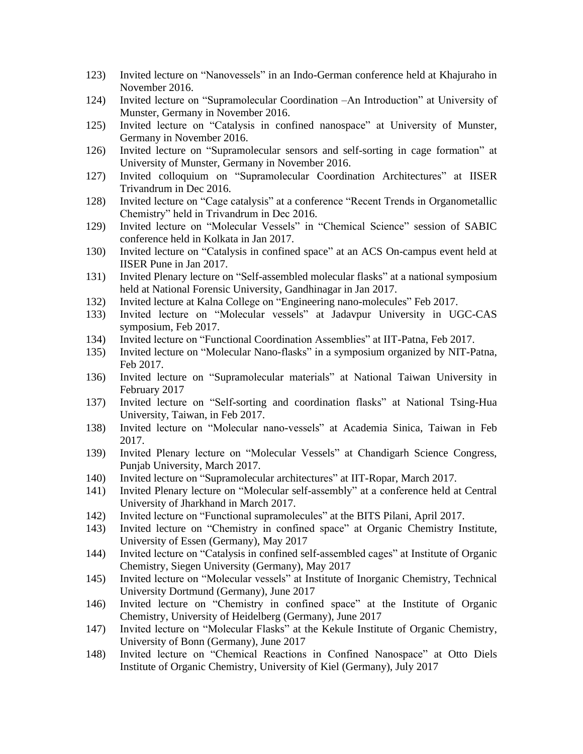123) Invited lecture on "Nanovessels" in an Indo-German conference held at Khajuraho in November 2016.

124) Invited lecture on "Supramolecular Coordination –An Introduction" at University of Munster, Germany in November 2016.

125) Invited lecture on "Catalysis in confined nanospace" at University of Munster, Germany in November 2016.

126) Invited lecture on "Supramolecular sensors and self-sorting in cage formation" at University of Munster, Germany in November 2016.

127) Invited colloquium on "Supramolecular Coordination Architectures" at IISER Trivandrum in Dec 2016.

128) Invited lecture on "Cage catalysis" at a conference "Recent Trends in Organometallic Chemistry" held in Trivandrum in Dec 2016.

129) Invited lecture on "Molecular Vessels" in "Chemical Science" session of SABIC conference held in Kolkata in Jan 2017.

130) Invited lecture on "Catalysis in confined space" at an ACS On-campus event held at IISER Pune in Jan 2017.

131) Invited Plenary lecture on "Self-assembled molecular flasks" at a national symposium held at National Forensic University, Gandhinagar in Jan 2017.

132) Invited lecture at Kalna College on "Engineering nano-molecules" Feb 2017.

133) Invited lecture on "Molecular vessels" at Jadavpur University in UGC-CAS symposium, Feb 2017.

134) Invited lecture on "Functional Coordination Assemblies" at IIT-Patna, Feb 2017.

135) Invited lecture on "Molecular Nano-flasks" in a symposium organized by NIT-Patna, Feb 2017.

136) Invited lecture on "Supramolecular materials" at National Taiwan University in February 2017

137) Invited lecture on "Self-sorting and coordination flasks" at National Tsing-Hua University, Taiwan, in Feb 2017.

138) Invited lecture on "Molecular nano-vessels" at Academia Sinica, Taiwan in Feb 2017.

139) Invited Plenary lecture on "Molecular Vessels" at Chandigarh Science Congress, Punjab University, March 2017.

140) Invited lecture on "Supramolecular architectures" at IIT-Ropar, March 2017.

141) Invited Plenary lecture on "Molecular self-assembly" at a conference held at Central University of Jharkhand in March 2017.

142) Invited lecture on "Functional supramolecules" at the BITS Pilani, April 2017.

143) Invited lecture on "Chemistry in confined space" at Organic Chemistry Institute, University of Essen (Germany), May 2017

144) Invited lecture on "Catalysis in confined self-assembled cages" at Institute of Organic Chemistry, Siegen University (Germany), May 2017

145) Invited lecture on "Molecular vessels" at Institute of Inorganic Chemistry, Technical University Dortmund (Germany), June 2017

146) Invited lecture on "Chemistry in confined space" at the Institute of Organic Chemistry, University of Heidelberg (Germany), June 2017

147) Invited lecture on "Molecular Flasks" at the Kekule Institute of Organic Chemistry, University of Bonn (Germany), June 2017

148) Invited lecture on "Chemical Reactions in Confined Nanospace" at Otto Diels Institute of Organic Chemistry, University of Kiel (Germany), July 2017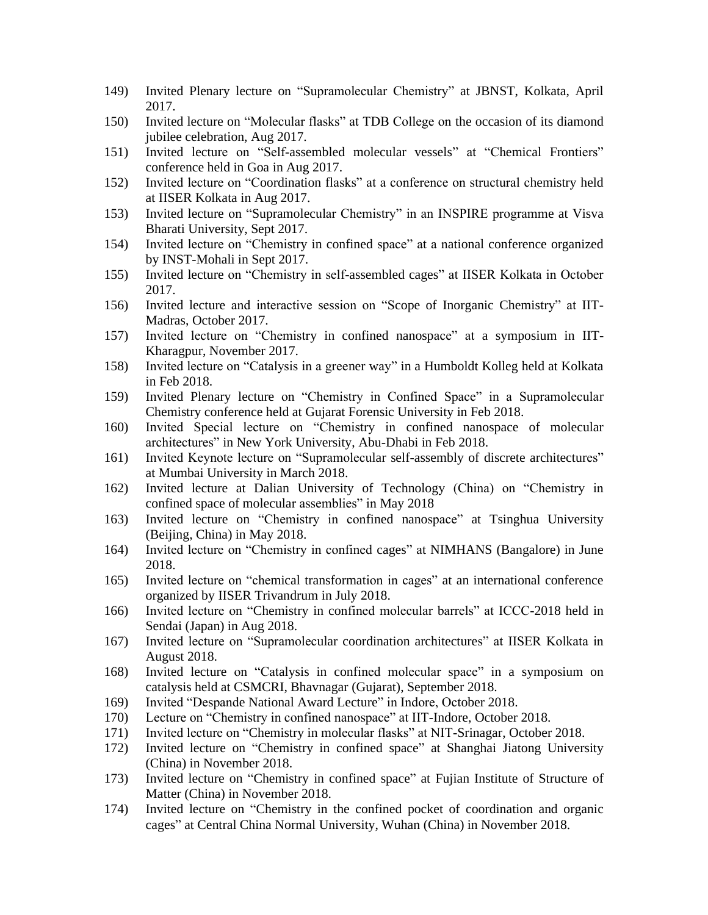149) Invited Plenary lecture on "Supramolecular Chemistry" at JBNST, Kolkata, April 2017.

150) Invited lecture on "Molecular flasks" at TDB College on the occasion of its diamond jubilee celebration, Aug 2017.

151) Invited lecture on "Self-assembled molecular vessels" at "Chemical Frontiers" conference held in Goa in Aug 2017.

152) Invited lecture on "Coordination flasks" at a conference on structural chemistry held at IISER Kolkata in Aug 2017.

153) Invited lecture on "Supramolecular Chemistry" in an INSPIRE programme at Visva Bharati University, Sept 2017.

154) Invited lecture on "Chemistry in confined space" at a national conference organized by INST-Mohali in Sept 2017.

155) Invited lecture on "Chemistry in self-assembled cages" at IISER Kolkata in October 2017.

156) Invited lecture and interactive session on "Scope of Inorganic Chemistry" at IIT-Madras, October 2017.

157) Invited lecture on "Chemistry in confined nanospace" at a symposium in IIT-Kharagpur, November 2017.

158) Invited lecture on "Catalysis in a greener way" in a Humboldt Kolleg held at Kolkata in Feb 2018.

159) Invited Plenary lecture on "Chemistry in Confined Space" in a Supramolecular Chemistry conference held at Gujarat Forensic University in Feb 2018.

160) Invited Special lecture on "Chemistry in confined nanospace of molecular architectures" in New York University, Abu-Dhabi in Feb 2018.

161) Invited Keynote lecture on "Supramolecular self-assembly of discrete architectures" at Mumbai University in March 2018.

162) Invited lecture at Dalian University of Technology (China) on "Chemistry in confined space of molecular assemblies" in May 2018

163) Invited lecture on "Chemistry in confined nanospace" at Tsinghua University (Beijing, China) in May 2018.

164) Invited lecture on "Chemistry in confined cages" at NIMHANS (Bangalore) in June 2018.

165) Invited lecture on "chemical transformation in cages" at an international conference organized by IISER Trivandrum in July 2018.

166) Invited lecture on "Chemistry in confined molecular barrels" at ICCC-2018 held in Sendai (Japan) in Aug 2018.

167) Invited lecture on "Supramolecular coordination architectures" at IISER Kolkata in August 2018.

168) Invited lecture on "Catalysis in confined molecular space" in a symposium on catalysis held at CSMCRI, Bhavnagar (Gujarat), September 2018.

169) Invited "Despande National Award Lecture" in Indore, October 2018.

170) Lecture on "Chemistry in confined nanospace" at IIT-Indore, October 2018.

171) Invited lecture on "Chemistry in molecular flasks" at NIT-Srinagar, October 2018.

172) Invited lecture on "Chemistry in confined space" at Shanghai Jiatong University (China) in November 2018.

173) Invited lecture on "Chemistry in confined space" at Fujian Institute of Structure of Matter (China) in November 2018.

174) Invited lecture on "Chemistry in the confined pocket of coordination and organic cages" at Central China Normal University, Wuhan (China) in November 2018.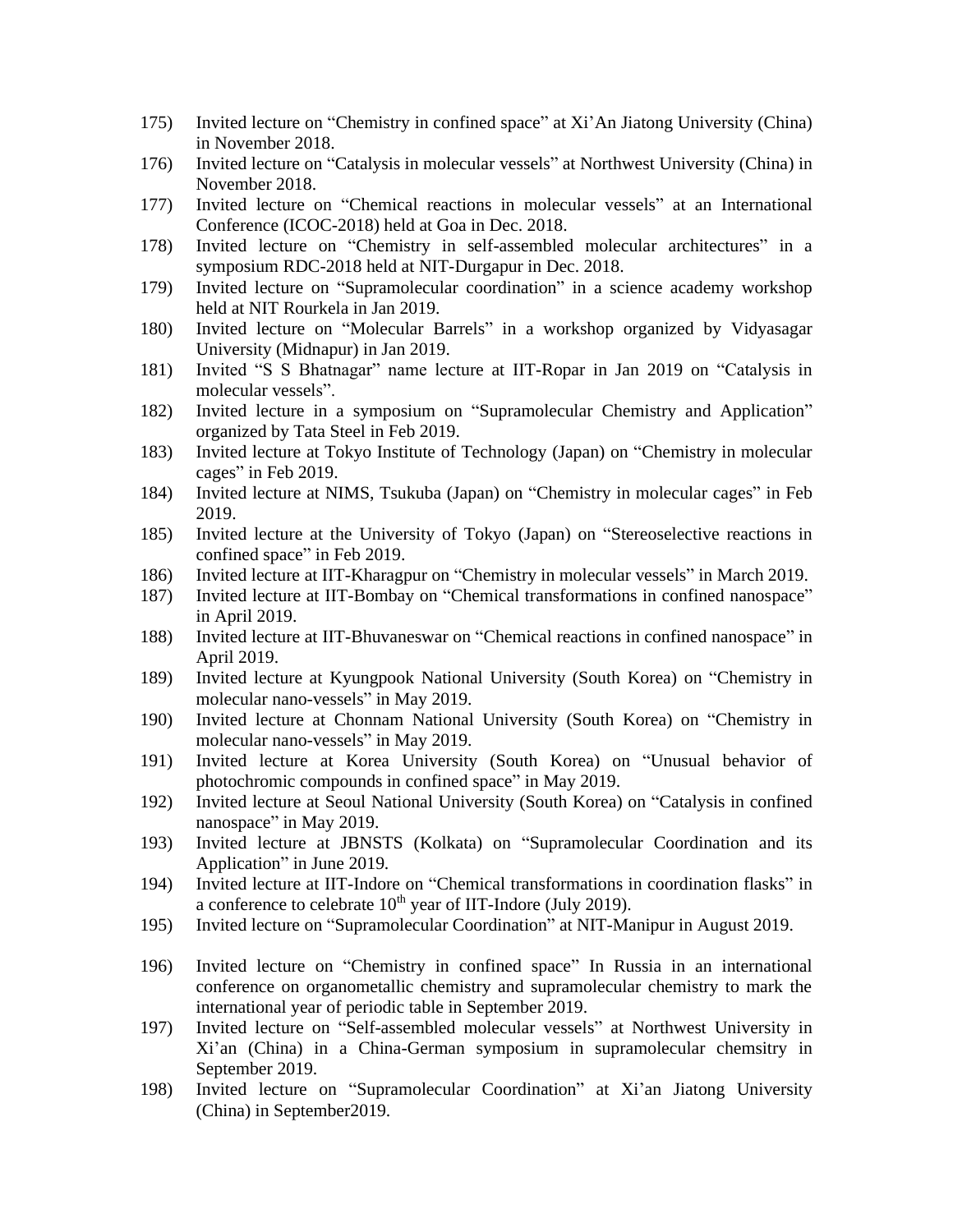175) Invited lecture on “Chemistry in confined space” at Xi’An Jiatong University (China) in November 2018.

176) Invited lecture on “Catalysis in molecular vessels” at Northwest University (China) in November 2018.

177) Invited lecture on “Chemical reactions in molecular vessels” at an International Conference (ICOC-2018) held at Goa in Dec. 2018.

178) Invited lecture on “Chemistry in self-assembled molecular architectures” in a symposium RDC-2018 held at NIT-Durgapur in Dec. 2018.

179) Invited lecture on “Supramolecular coordination” in a science academy workshop held at NIT Rourkela in Jan 2019.

180) Invited lecture on “Molecular Barrels” in a workshop organized by Vidyasagar University (Midnapur) in Jan 2019.

181) Invited “S S Bhatnagar” name lecture at IIT-Ropar in Jan 2019 on “Catalysis in molecular vessels”.

182) Invited lecture in a symposium on “Supramolecular Chemistry and Application” organized by Tata Steel in Feb 2019.

183) Invited lecture at Tokyo Institute of Technology (Japan) on “Chemistry in molecular cages” in Feb 2019.

184) Invited lecture at NIMS, Tsukuba (Japan) on “Chemistry in molecular cages” in Feb 2019.

185) Invited lecture at the University of Tokyo (Japan) on “Stereoselective reactions in confined space” in Feb 2019.

186) Invited lecture at IIT-Kharagpur on “Chemistry in molecular vessels” in March 2019.

187) Invited lecture at IIT-Bombay on “Chemical transformations in confined nanospace” in April 2019.

188) Invited lecture at IIT-Bhuvaneswar on “Chemical reactions in confined nanospace” in April 2019.

189) Invited lecture at Kyungpook National University (South Korea) on “Chemistry in molecular nano-vessels” in May 2019.

190) Invited lecture at Chonnam National University (South Korea) on “Chemistry in molecular nano-vessels” in May 2019.

191) Invited lecture at Korea University (South Korea) on “Unusual behavior of photochromic compounds in confined space” in May 2019.

192) Invited lecture at Seoul National University (South Korea) on “Catalysis in confined nanospace” in May 2019.

193) Invited lecture at JBNSTS (Kolkata) on “Supramolecular Coordination and its Application” in June 2019.

194) Invited lecture at IIT-Indore on “Chemical transformations in coordination flasks” in a conference to celebrate 10th year of IIT-Indore (July 2019).

195) Invited lecture on “Supramolecular Coordination” at NIT-Manipur in August 2019.

196) Invited lecture on “Chemistry in confined space” In Russia in an international conference on organometallic chemistry and supramolecular chemistry to mark the international year of periodic table in September 2019.

197) Invited lecture on “Self-assembled molecular vessels” at Northwest University in Xi’an (China) in a China-German symposium in supramolecular chemsitry in September 2019.

198) Invited lecture on “Supramolecular Coordination” at Xi’an Jiatong University (China) in September2019.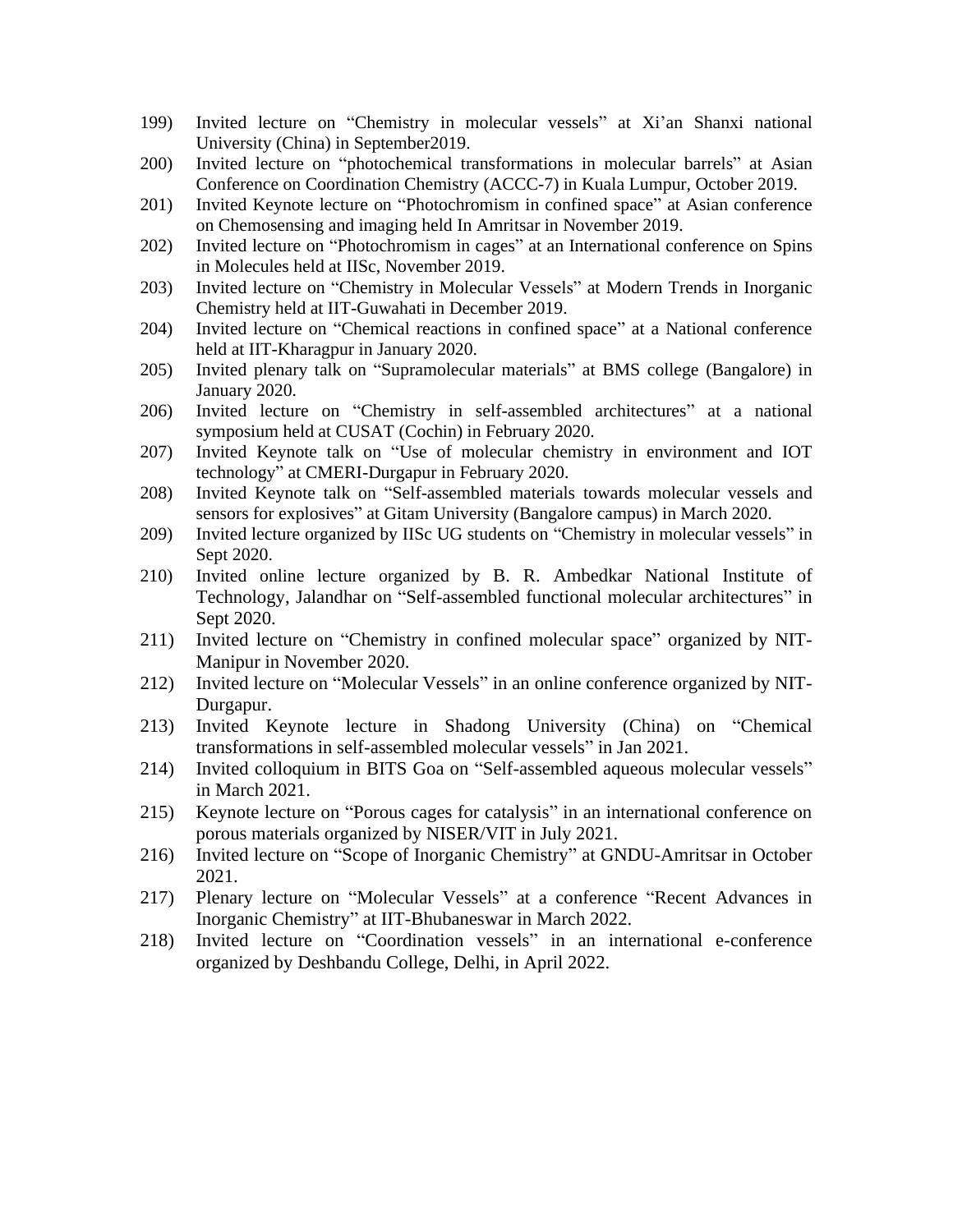199) Invited lecture on "Chemistry in molecular vessels" at Xi'an Shanxi national University (China) in September2019.

200) Invited lecture on "photochemical transformations in molecular barrels" at Asian Conference on Coordination Chemistry (ACCC-7) in Kuala Lumpur, October 2019.

201) Invited Keynote lecture on "Photochromism in confined space" at Asian conference on Chemosensing and imaging held In Amritsar in November 2019.

202) Invited lecture on "Photochromism in cages" at an International conference on Spins in Molecules held at IISc, November 2019.

203) Invited lecture on "Chemistry in Molecular Vessels" at Modern Trends in Inorganic Chemistry held at IIT-Guwahati in December 2019.

204) Invited lecture on "Chemical reactions in confined space" at a National conference held at IIT-Kharagpur in January 2020.

205) Invited plenary talk on "Supramolecular materials" at BMS college (Bangalore) in January 2020.

206) Invited lecture on "Chemistry in self-assembled architectures" at a national symposium held at CUSAT (Cochin) in February 2020.

207) Invited Keynote talk on "Use of molecular chemistry in environment and IOT technology" at CMERI-Durgapur in February 2020.

208) Invited Keynote talk on "Self-assembled materials towards molecular vessels and sensors for explosives" at Gitam University (Bangalore campus) in March 2020.

209) Invited lecture organized by IISc UG students on "Chemistry in molecular vessels" in Sept 2020.

210) Invited online lecture organized by B. R. Ambedkar National Institute of Technology, Jalandhar on "Self-assembled functional molecular architectures" in Sept 2020.

211) Invited lecture on "Chemistry in confined molecular space" organized by NIT-Manipur in November 2020.

212) Invited lecture on "Molecular Vessels" in an online conference organized by NIT-Durgapur.

213) Invited Keynote lecture in Shadong University (China) on "Chemical transformations in self-assembled molecular vessels" in Jan 2021.

214) Invited colloquium in BITS Goa on "Self-assembled aqueous molecular vessels" in March 2021.

215) Keynote lecture on "Porous cages for catalysis" in an international conference on porous materials organized by NISER/VIT in July 2021.

216) Invited lecture on "Scope of Inorganic Chemistry" at GNDU-Amritsar in October 2021.

217) Plenary lecture on "Molecular Vessels" at a conference "Recent Advances in Inorganic Chemistry" at IIT-Bhubaneswar in March 2022.

218) Invited lecture on "Coordination vessels" in an international e-conference organized by Deshbandu College, Delhi, in April 2022.